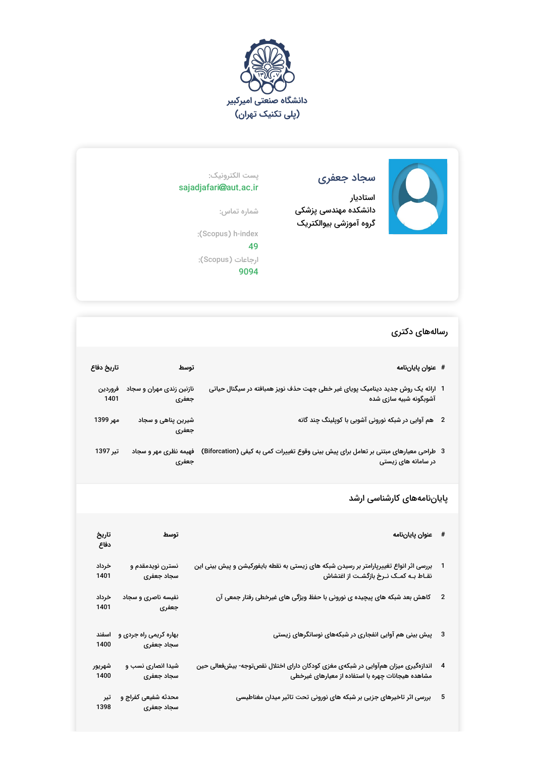دانشگاه صنعتی امیرکبیر
(پلی تکنیک تهران)

## سجاد جعفری

استادیار
دانشکده مهندسی پزشکی
گروه آموزشی بیوالکتریک

پست الکترونیک:
sajadjafari@aut.ac.ir

شماره تماس:

h-index (Scopus):
49

ارجاعات (Scopus):
9094

## رساله‌های دکتری

| # | عنوان پایان‌نامه | توسط | تاریخ دفاع |
|---|---|---|---|
| 1 | ارائه یک روش جدید دینامیک پویای غیر خطی جهت حذف نویز همبافته در سیگنال حیاتی آشوبگونه شبیه سازی شده | نازنین زندی مهران و سجاد جعفری | فروردین 1401 |
| 2 | هم آوایی در شبکه نورونی آشوبی با کوپلینگ چند گانه | شیرین پناهی و سجاد جعفری | مهر 1399 |
| 3 | طراحی معیارهای مبتنی بر تعامل برای پیش بینی وقوع تغییرات کمی به کیفی (Bifurcation) در سامانه های زیستی | فهیمه نظری مهر و سجاد جعفری | تیر 1397 |

## پایان‌نامه‌های کارشناسی ارشد

| # | عنوان پایان‌نامه | توسط | تاریخ دفاع |
|---|---|---|---|
| 1 | بررسی اثر انواع تغییرپارامتر بر رسیدن شبکه های زیستی به نقطه بایفورکیشن و پیش بینی این نقـاط بـه کمـک نـرخ بازگـشت از اغتشاش | نسترن نویدمقدم و سجاد جعفری | خرداد 1401 |
| 2 | کاهش بعد شبکه های پیچیده ی نورونی با حفظ ویژگی های غیرخطی رفتار جمعی آن | نفیسه ناصری و سجاد جعفری | خرداد 1401 |
| 3 | پیش بینی هم آوایی انفجاری در شبکه‌های نوسانگرهای زیستی | بهاره کریمی راه جردی و سجاد جعفری | اسفند 1400 |
| 4 | اندازه‌گیری میزان هم‌آوایی در شبکه‌ی مغزی کودکان دارای اختلال نقص‌توجه- بیش‌فعالی حین مشاهده هیجانات چهره با استفاده از معیارهای غیرخطی | شیدا انصاری نسب و سجاد جعفری | شهریور 1400 |
| 5 | بررسی اثر تاخیرهای جزیی بر شبکه های نورونی تحت تاثیر میدان مغناطیسی | محدثه شفیعی کفراج و سجاد جعفری | تیر 1398 |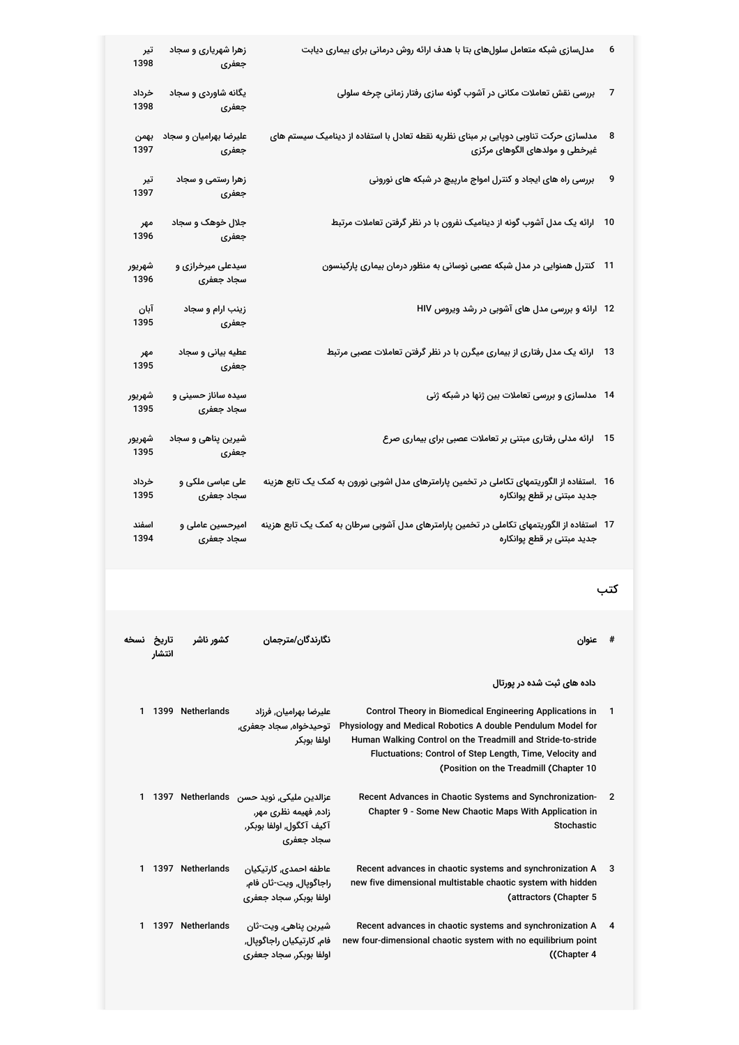| # | عنوان | نگارندگان | تاریخ |
|---|---|---|---|
| 6 | مدل‌سازی شبکه متعامل سلول‌های بتا با هدف ارائه روش درمانی برای بیماری دیابت | زهرا شهریاری و سجاد جعفری | تیر 1398 |
| 7 | بررسی نقش تعاملات مکانی در آشوب گونه سازی رفتار زمانی چرخه سلولی | یگانه شاوردی و سجاد جعفری | خرداد 1398 |
| 8 | مدلسازی حرکت تناوبی دوپایی بر مبنای نظریه نقطه تعادل با استفاده از دینامیک سیستم های غیرخطی و مولدهای الگوهای مرکزی | علیرضا بهرامیان و سجاد جعفری | بهمن 1397 |
| 9 | بررسی راه های ایجاد و کنترل امواج مارپیچ در شبکه های نورونی | زهرا رستمی و سجاد جعفری | تیر 1397 |
| 10 | ارائه یک مدل آشوب گونه از دینامیک نفرون با در نظر گرفتن تعاملات مرتبط | جلال خوهک و سجاد جعفری | مهر 1396 |
| 11 | کنترل همنوایی در مدل شبکه عصبی نوسانی به منظور درمان بیماری پارکینسون | سیدعلی میرخرازی و سجاد جعفری | شهریور 1396 |
| 12 | ارائه و بررسی مدل های آشوبی در رشد ویروس HIV | زینب ارام و سجاد جعفری | آبان 1395 |
| 13 | ارائه یک مدل رفتاری از بیماری میگرن با در نظر گرفتن تعاملات عصبی مرتبط | عطیه بیانی و سجاد جعفری | مهر 1395 |
| 14 | مدلسازی و بررسی تعاملات بین ژنها در شبکه ژنی | سیده ساناز حسینی و سجاد جعفری | شهریور 1395 |
| 15 | ارائه مدلی رفتاری مبتنی بر تعاملات عصبی برای بیماری صرع | شیرین پناهی و سجاد جعفری | شهریور 1395 |
| 16 | .استفاده از الگوریتمهای تکاملی در تخمین پارامترهای مدل اشوبی نورون به کمک یک تابع هزینه جدید مبتنی بر قطع پوانکاره | علی عباسی ملکی و سجاد جعفری | خرداد 1395 |
| 17 | استفاده از الگوریتمهای تکاملی در تخمین پارامترهای مدل آشوبی سرطان به کمک یک تابع هزینه جدید مبتنی بر قطع پوانکاره | امیرحسین عاملی و سجاد جعفری | اسفند 1394 |

## کتب

| # | عنوان | نگارندگان/مترجمان | کشور ناشر | تاریخ انتشار | نسخه |
|---|---|---|---|---|---|
| | **داده های ثبت شده در پورتال** | | | | |
| 1 | Control Theory in Biomedical Engineering Applications in Physiology and Medical Robotics A double Pendulum Model for Human Walking Control on the Treadmill and Stride-to-stride Fluctuations: Control of Step Length, Time, Velocity and Position on the Treadmill (Chapter 10) | علیرضا بهرامیان، فرزاد توحیدخواه، سجاد جعفری، اولفا بوبکر | Netherlands | 1399 | 1 |
| 2 | Recent Advances in Chaotic Systems and Synchronization-Chapter 9 - Some New Chaotic Maps With Application in Stochastic | عزالدین ملیکی، نوید حسن زاده، فهیمه نظری مهر، آکیف آکگول، اولفا بوبکر، سجاد جعفری | Netherlands | 1397 | 1 |
| 3 | Recent advances in chaotic systems and synchronization A new five dimensional multistable chaotic system with hidden attractors (Chapter 5) | عاطفه احمدی، کارتیکیان راجاگوپال، ویت-ثان فام، اولفا بوبکر، سجاد جعفری | Netherlands | 1397 | 1 |
| 4 | Recent advances in chaotic systems and synchronization A new four-dimensional chaotic system with no equilibrium point (Chapter 4) | شیرین پناهی، ویت-ثان فام، کارتیکیان راجاگوپال، اولفا بوبکر، سجاد جعفری | Netherlands | 1397 | 1 |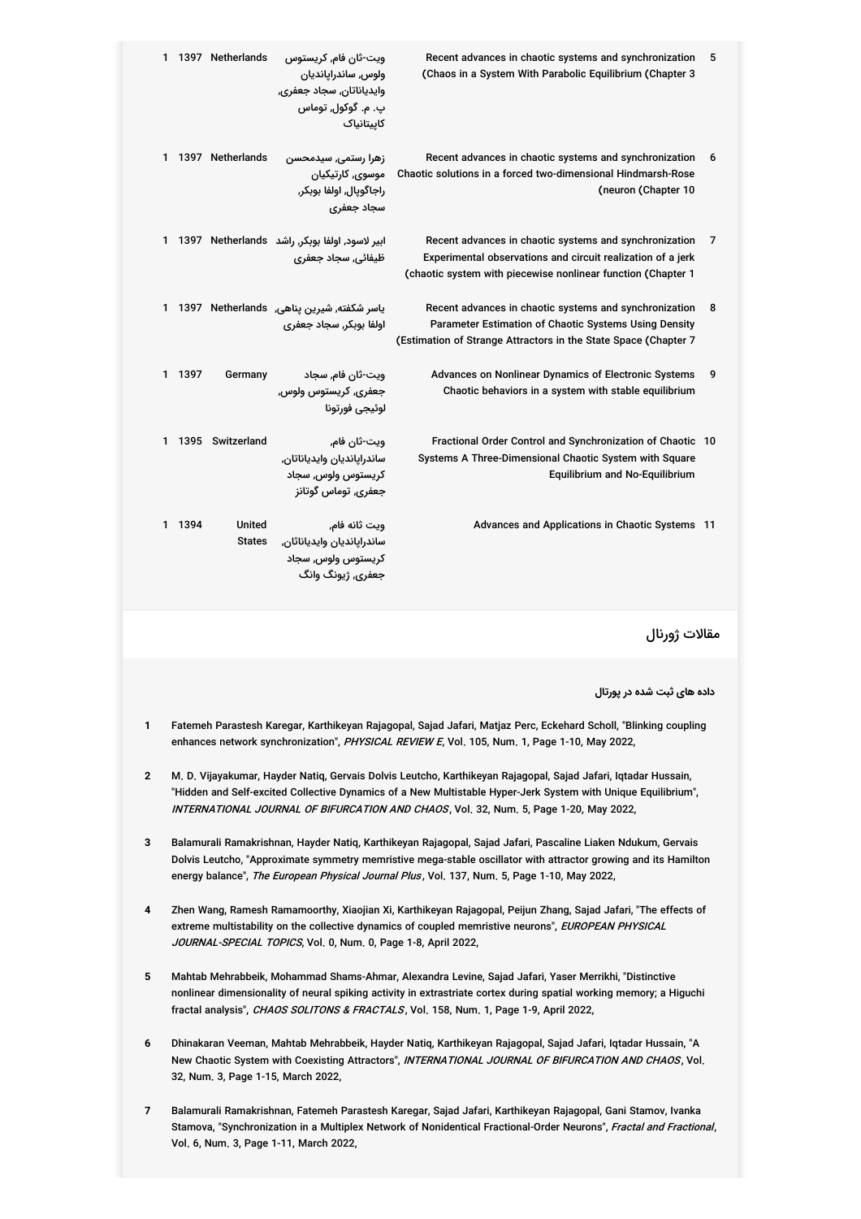| | | | | |
|---|---|---|---|---|
| 5 | Recent advances in chaotic systems and synchronization (Chaos in a System With Parabolic Equilibrium (Chapter 3 | ویت-ثان فام, کریستوس ولوس, ساندراپاندیان وایدیاناتان, سجاد جعفری, پ. م. گوکول, توماس کاپیتانیاک | Netherlands | 1397 | 1 |
| 6 | Recent advances in chaotic systems and synchronization Chaotic solutions in a forced two-dimensional Hindmarsh-Rose (neuron (Chapter 10 | زهرا رستمی, سیدمحسن موسوی, کارتیکیان راجاگوپال, اولفا بوبکر, سجاد جعفری | Netherlands | 1397 | 1 |
| 7 | Recent advances in chaotic systems and synchronization Experimental observations and circuit realization of a jerk (chaotic system with piecewise nonlinear function (Chapter 1 | ابیر لاسود, اولفا بوبکر, راشد ظیفائی, سجاد جعفری | Netherlands | 1397 | 1 |
| 8 | Recent advances in chaotic systems and synchronization Parameter Estimation of Chaotic Systems Using Density (Estimation of Strange Attractors in the State Space (Chapter 7 | یاسر شکفته, شیرین پناهی, اولفا بوبکر, سجاد جعفری | Netherlands | 1397 | 1 |
| 9 | Advances on Nonlinear Dynamics of Electronic Systems Chaotic behaviors in a system with stable equilibrium | ویت-ثان فام, سجاد جعفری, کریستوس ولوس, لوئیجی فورتونا | Germany | 1397 | 1 |
| 10 | Fractional Order Control and Synchronization of Chaotic Systems A Three-Dimensional Chaotic System with Square Equilibrium and No-Equilibrium | ویت-ثان فام, ساندراپاندیان وایدیاناتان, کریستوس ولوس, سجاد جعفری, توماس گوتانز | Switzerland | 1395 | 1 |
| 11 | Advances and Applications in Chaotic Systems | ویت ثانه فام, ساندراپاندیان وایدیاناثان, کریستوس ولوس, سجاد جعفری, ژیونگ وانگ | United States | 1394 | 1 |

## مقالات ژورنال

**داده های ثبت شده در پورتال**

1. Fatemeh Parastesh Karegar, Karthikeyan Rajagopal, Sajad Jafari, Matjaz Perc, Eckehard Scholl, "Blinking coupling enhances network synchronization", *PHYSICAL REVIEW E*, Vol. 105, Num. 1, Page 1-10, May 2022,

2. M. D. Vijayakumar, Hayder Natiq, Gervais Dolvis Leutcho, Karthikeyan Rajagopal, Sajad Jafari, Iqtadar Hussain, "Hidden and Self-excited Collective Dynamics of a New Multistable Hyper-Jerk System with Unique Equilibrium", *INTERNATIONAL JOURNAL OF BIFURCATION AND CHAOS*, Vol. 32, Num. 5, Page 1-20, May 2022,

3. Balamurali Ramakrishnan, Hayder Natiq, Karthikeyan Rajagopal, Sajad Jafari, Pascaline Liaken Ndukum, Gervais Dolvis Leutcho, "Approximate symmetry memristive mega-stable oscillator with attractor growing and its Hamilton energy balance", *The European Physical Journal Plus*, Vol. 137, Num. 5, Page 1-10, May 2022,

4. Zhen Wang, Ramesh Ramamoorthy, Xiaojian Xi, Karthikeyan Rajagopal, Peijun Zhang, Sajad Jafari, "The effects of extreme multistability on the collective dynamics of coupled memristive neurons", *EUROPEAN PHYSICAL JOURNAL-SPECIAL TOPICS*, Vol. 0, Num. 0, Page 1-8, April 2022,

5. Mahtab Mehrabbeik, Mohammad Shams-Ahmar, Alexandra Levine, Sajad Jafari, Yaser Merrikhi, "Distinctive nonlinear dimensionality of neural spiking activity in extrastriate cortex during spatial working memory; a Higuchi fractal analysis", *CHAOS SOLITONS & FRACTALS*, Vol. 158, Num. 1, Page 1-9, April 2022,

6. Dhinakaran Veeman, Mahtab Mehrabbeik, Hayder Natiq, Karthikeyan Rajagopal, Sajad Jafari, Iqtadar Hussain, "A New Chaotic System with Coexisting Attractors", *INTERNATIONAL JOURNAL OF BIFURCATION AND CHAOS*, Vol. 32, Num. 3, Page 1-15, March 2022,

7. Balamurali Ramakrishnan, Fatemeh Parastesh Karegar, Sajad Jafari, Karthikeyan Rajagopal, Gani Stamov, Ivanka Stamova, "Synchronization in a Multiplex Network of Nonidentical Fractional-Order Neurons", *Fractal and Fractional*, Vol. 6, Num. 3, Page 1-11, March 2022,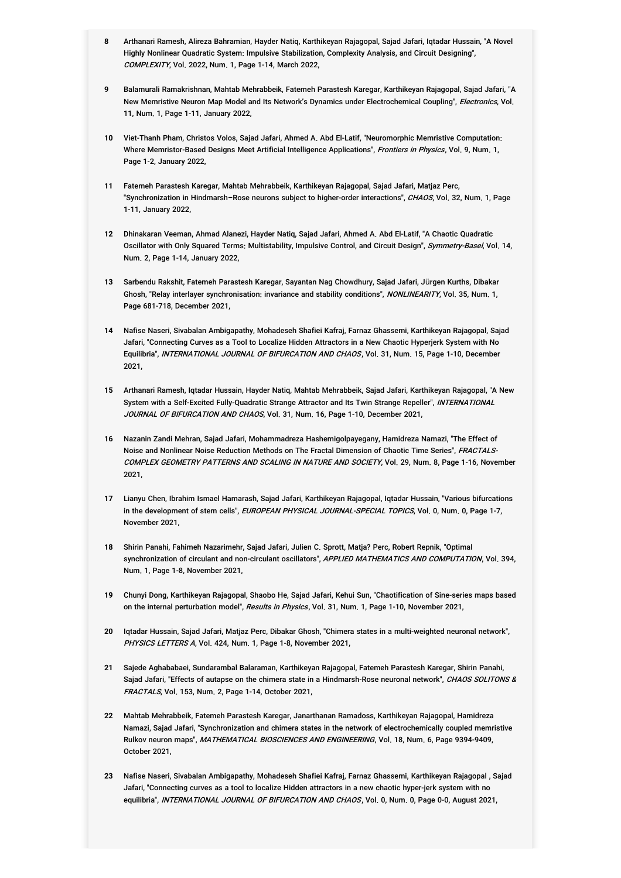8. Arthanari Ramesh, Alireza Bahramian, Hayder Natiq, Karthikeyan Rajagopal, Sajad Jafari, Iqtadar Hussain, "A Novel Highly Nonlinear Quadratic System: Impulsive Stabilization, Complexity Analysis, and Circuit Designing", *COMPLEXITY*, Vol. 2022, Num. 1, Page 1-14, March 2022,

9. Balamurali Ramakrishnan, Mahtab Mehrabbeik, Fatemeh Parastesh Karegar, Karthikeyan Rajagopal, Sajad Jafari, "A New Memristive Neuron Map Model and Its Network's Dynamics under Electrochemical Coupling", *Electronics*, Vol. 11, Num. 1, Page 1-11, January 2022,

10. Viet-Thanh Pham, Christos Volos, Sajad Jafari, Ahmed A. Abd El-Latif, "Neuromorphic Memristive Computation: Where Memristor-Based Designs Meet Artificial Intelligence Applications", *Frontiers in Physics*, Vol. 9, Num. 1, Page 1-2, January 2022,

11. Fatemeh Parastesh Karegar, Mahtab Mehrabbeik, Karthikeyan Rajagopal, Sajad Jafari, Matjaz Perc, "Synchronization in Hindmarsh–Rose neurons subject to higher-order interactions", *CHAOS*, Vol. 32, Num. 1, Page 1-11, January 2022,

12. Dhinakaran Veeman, Ahmad Alanezi, Hayder Natiq, Sajad Jafari, Ahmed A. Abd El-Latif, "A Chaotic Quadratic Oscillator with Only Squared Terms: Multistability, Impulsive Control, and Circuit Design", *Symmetry-Basel*, Vol. 14, Num. 2, Page 1-14, January 2022,

13. Sarbendu Rakshit, Fatemeh Parastesh Karegar, Sayantan Nag Chowdhury, Sajad Jafari, Jürgen Kurths, Dibakar Ghosh, "Relay interlayer synchronisation: invariance and stability conditions", *NONLINEARITY*, Vol. 35, Num. 1, Page 681-718, December 2021,

14. Nafise Naseri, Sivabalan Ambigapathy, Mohadeseh Shafiei Kafraj, Farnaz Ghassemi, Karthikeyan Rajagopal, Sajad Jafari, "Connecting Curves as a Tool to Localize Hidden Attractors in a New Chaotic Hyperjerk System with No Equilibria", *INTERNATIONAL JOURNAL OF BIFURCATION AND CHAOS*, Vol. 31, Num. 15, Page 1-10, December 2021,

15. Arthanari Ramesh, Iqtadar Hussain, Hayder Natiq, Mahtab Mehrabbeik, Sajad Jafari, Karthikeyan Rajagopal, "A New System with a Self-Excited Fully-Quadratic Strange Attractor and Its Twin Strange Repeller", *INTERNATIONAL JOURNAL OF BIFURCATION AND CHAOS*, Vol. 31, Num. 16, Page 1-10, December 2021,

16. Nazanin Zandi Mehran, Sajad Jafari, Mohammadreza Hashemigolpayegany, Hamidreza Namazi, "The Effect of Noise and Nonlinear Noise Reduction Methods on The Fractal Dimension of Chaotic Time Series", *FRACTALS-COMPLEX GEOMETRY PATTERNS AND SCALING IN NATURE AND SOCIETY*, Vol. 29, Num. 8, Page 1-16, November 2021,

17. Lianyu Chen, Ibrahim Ismael Hamarash, Sajad Jafari, Karthikeyan Rajagopal, Iqtadar Hussain, "Various bifurcations in the development of stem cells", *EUROPEAN PHYSICAL JOURNAL-SPECIAL TOPICS*, Vol. 0, Num. 0, Page 1-7, November 2021,

18. Shirin Panahi, Fahimeh Nazarimehr, Sajad Jafari, Julien C. Sprott, Matja? Perc, Robert Repnik, "Optimal synchronization of circulant and non-circulant oscillators", *APPLIED MATHEMATICS AND COMPUTATION*, Vol. 394, Num. 1, Page 1-8, November 2021,

19. Chunyi Dong, Karthikeyan Rajagopal, Shaobo He, Sajad Jafari, Kehui Sun, "Chaotification of Sine-series maps based on the internal perturbation model", *Results in Physics*, Vol. 31, Num. 1, Page 1-10, November 2021,

20. Iqtadar Hussain, Sajad Jafari, Matjaz Perc, Dibakar Ghosh, "Chimera states in a multi-weighted neuronal network", *PHYSICS LETTERS A*, Vol. 424, Num. 1, Page 1-8, November 2021,

21. Sajede Aghababaei, Sundarambal Balaraman, Karthikeyan Rajagopal, Fatemeh Parastesh Karegar, Shirin Panahi, Sajad Jafari, "Effects of autapse on the chimera state in a Hindmarsh-Rose neuronal network", *CHAOS SOLITONS & FRACTALS*, Vol. 153, Num. 2, Page 1-14, October 2021,

22. Mahtab Mehrabbeik, Fatemeh Parastesh Karegar, Janarthanan Ramadoss, Karthikeyan Rajagopal, Hamidreza Namazi, Sajad Jafari, "Synchronization and chimera states in the network of electrochemically coupled memristive Rulkov neuron maps", *MATHEMATICAL BIOSCIENCES AND ENGINEERING*, Vol. 18, Num. 6, Page 9394-9409, October 2021,

23. Nafise Naseri, Sivabalan Ambigapathy, Mohadeseh Shafiei Kafraj, Farnaz Ghassemi, Karthikeyan Rajagopal , Sajad Jafari, "Connecting curves as a tool to localize Hidden attractors in a new chaotic hyper-jerk system with no equilibria", *INTERNATIONAL JOURNAL OF BIFURCATION AND CHAOS*, Vol. 0, Num. 0, Page 0-0, August 2021,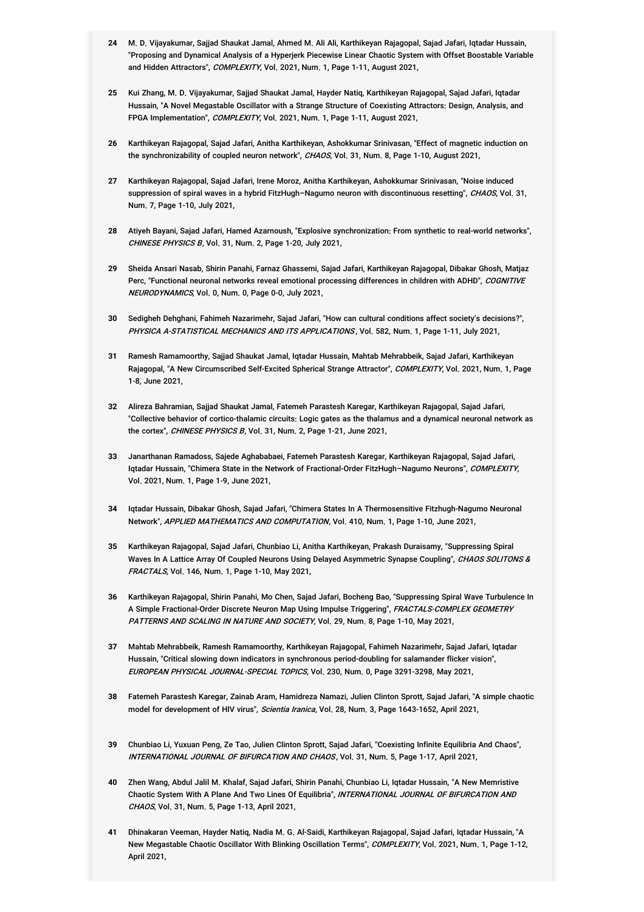24 M. D. Vijayakumar, Sajjad Shaukat Jamal, Ahmed M. Ali Ali, Karthikeyan Rajagopal, Sajad Jafari, Iqtadar Hussain, "Proposing and Dynamical Analysis of a Hyperjerk Piecewise Linear Chaotic System with Offset Boostable Variable and Hidden Attractors", *COMPLEXITY*, Vol. 2021, Num. 1, Page 1-11, August 2021,

25 Kui Zhang, M. D. Vijayakumar, Sajjad Shaukat Jamal, Hayder Natiq, Karthikeyan Rajagopal, Sajad Jafari, Iqtadar Hussain, "A Novel Megastable Oscillator with a Strange Structure of Coexisting Attractors: Design, Analysis, and FPGA Implementation", *COMPLEXITY*, Vol. 2021, Num. 1, Page 1-11, August 2021,

26 Karthikeyan Rajagopal, Sajad Jafari, Anitha Karthikeyan, Ashokkumar Srinivasan, "Effect of magnetic induction on the synchronizability of coupled neuron network", *CHAOS*, Vol. 31, Num. 8, Page 1-10, August 2021,

27 Karthikeyan Rajagopal, Sajad Jafari, Irene Moroz, Anitha Karthikeyan, Ashokkumar Srinivasan, "Noise induced suppression of spiral waves in a hybrid FitzHugh–Nagumo neuron with discontinuous resetting", *CHAOS*, Vol. 31, Num. 7, Page 1-10, July 2021,

28 Atiyeh Bayani, Sajad Jafari, Hamed Azarnoush, "Explosive synchronization: From synthetic to real-world networks", *CHINESE PHYSICS B*, Vol. 31, Num. 2, Page 1-20, July 2021,

29 Sheida Ansari Nasab, Shirin Panahi, Farnaz Ghassemi, Sajad Jafari, Karthikeyan Rajagopal, Dibakar Ghosh, Matjaz Perc, "Functional neuronal networks reveal emotional processing differences in children with ADHD", *COGNITIVE NEURODYNAMICS*, Vol. 0, Num. 0, Page 0-0, July 2021,

30 Sedigheh Dehghani, Fahimeh Nazarimehr, Sajad Jafari, "How can cultural conditions affect society's decisions?", *PHYSICA A-STATISTICAL MECHANICS AND ITS APPLICATIONS*, Vol. 582, Num. 1, Page 1-11, July 2021,

31 Ramesh Ramamoorthy, Sajjad Shaukat Jamal, Iqtadar Hussain, Mahtab Mehrabbeik, Sajad Jafari, Karthikeyan Rajagopal, "A New Circumscribed Self-Excited Spherical Strange Attractor", *COMPLEXITY*, Vol. 2021, Num. 1, Page 1-8, June 2021,

32 Alireza Bahramian, Sajjad Shaukat Jamal, Fatemeh Parastesh Karegar, Karthikeyan Rajagopal, Sajad Jafari, "Collective behavior of cortico-thalamic circuits: Logic gates as the thalamus and a dynamical neuronal network as the cortex", *CHINESE PHYSICS B*, Vol. 31, Num. 2, Page 1-21, June 2021,

33 Janarthanan Ramadoss, Sajede Aghababaei, Fatemeh Parastesh Karegar, Karthikeyan Rajagopal, Sajad Jafari, Iqtadar Hussain, "Chimera State in the Network of Fractional-Order FitzHugh–Nagumo Neurons", *COMPLEXITY*, Vol. 2021, Num. 1, Page 1-9, June 2021,

34 Iqtadar Hussain, Dibakar Ghosh, Sajad Jafari, "Chimera States In A Thermosensitive Fitzhugh-Nagumo Neuronal Network", *APPLIED MATHEMATICS AND COMPUTATION*, Vol. 410, Num. 1, Page 1-10, June 2021,

35 Karthikeyan Rajagopal, Sajad Jafari, Chunbiao Li, Anitha Karthikeyan, Prakash Duraisamy, "Suppressing Spiral Waves In A Lattice Array Of Coupled Neurons Using Delayed Asymmetric Synapse Coupling", *CHAOS SOLITONS & FRACTALS*, Vol. 146, Num. 1, Page 1-10, May 2021,

36 Karthikeyan Rajagopal, Shirin Panahi, Mo Chen, Sajad Jafari, Bocheng Bao, "Suppressing Spiral Wave Turbulence In A Simple Fractional-Order Discrete Neuron Map Using Impulse Triggering", *FRACTALS-COMPLEX GEOMETRY PATTERNS AND SCALING IN NATURE AND SOCIETY*, Vol. 29, Num. 8, Page 1-10, May 2021,

37 Mahtab Mehrabbeik, Ramesh Ramamoorthy, Karthikeyan Rajagopal, Fahimeh Nazarimehr, Sajad Jafari, Iqtadar Hussain, "Critical slowing down indicators in synchronous period-doubling for salamander flicker vision", *EUROPEAN PHYSICAL JOURNAL-SPECIAL TOPICS*, Vol. 230, Num. 0, Page 3291-3298, May 2021,

38 Fatemeh Parastesh Karegar, Zainab Aram, Hamidreza Namazi, Julien Clinton Sprott, Sajad Jafari, "A simple chaotic model for development of HIV virus", *Scientia Iranica*, Vol. 28, Num. 3, Page 1643-1652, April 2021,

39 Chunbiao Li, Yuxuan Peng, Ze Tao, Julien Clinton Sprott, Sajad Jafari, "Coexisting Infinite Equilibria And Chaos", *INTERNATIONAL JOURNAL OF BIFURCATION AND CHAOS*, Vol. 31, Num. 5, Page 1-17, April 2021,

40 Zhen Wang, Abdul Jalil M. Khalaf, Sajad Jafari, Shirin Panahi, Chunbiao Li, Iqtadar Hussain, "A New Memristive Chaotic System With A Plane And Two Lines Of Equilibria", *INTERNATIONAL JOURNAL OF BIFURCATION AND CHAOS*, Vol. 31, Num. 5, Page 1-13, April 2021,

41 Dhinakaran Veeman, Hayder Natiq, Nadia M. G. Al-Saidi, Karthikeyan Rajagopal, Sajad Jafari, Iqtadar Hussain, "A New Megastable Chaotic Oscillator With Blinking Oscillation Terms", *COMPLEXITY*, Vol. 2021, Num. 1, Page 1-12, April 2021,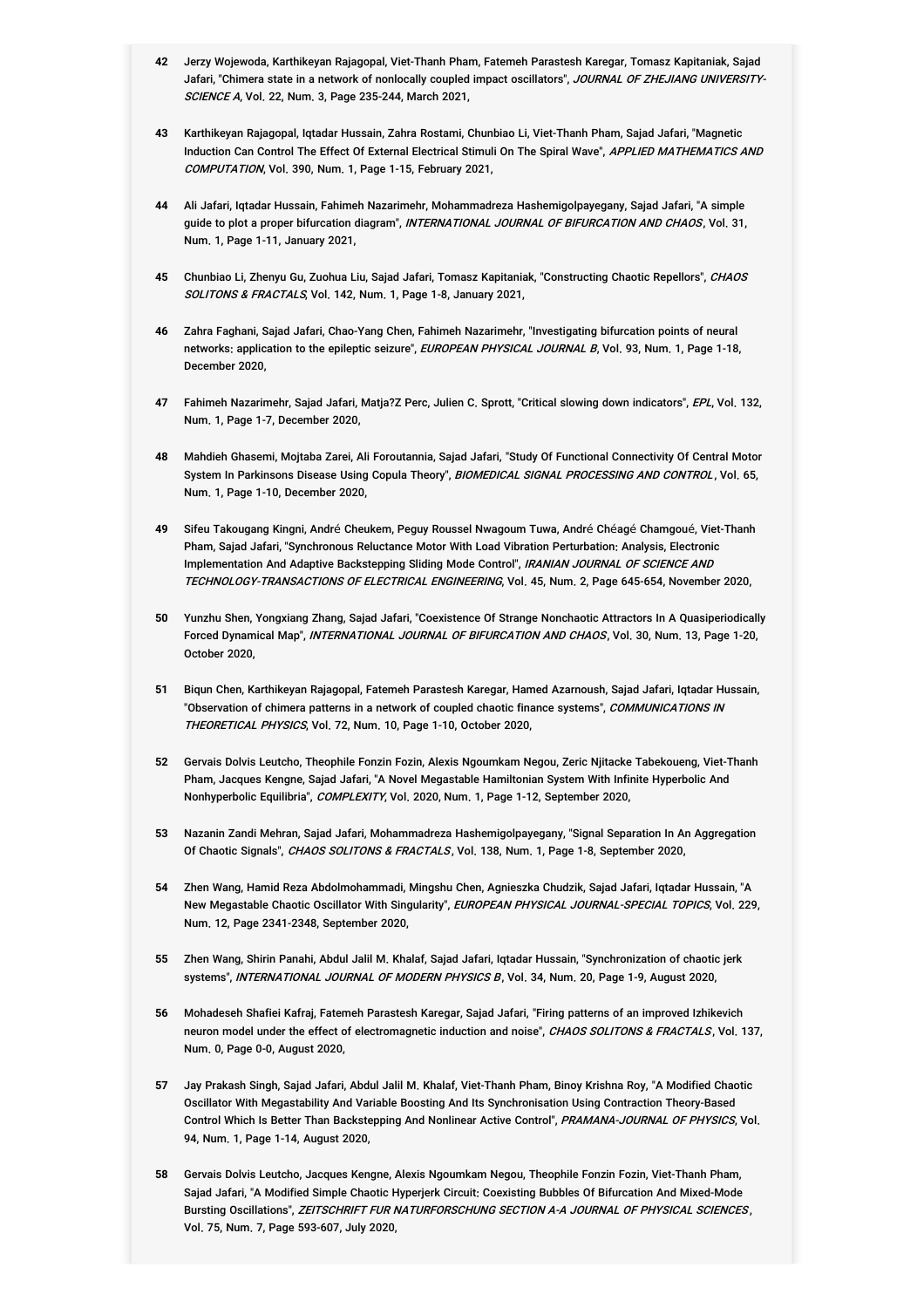42 Jerzy Wojewoda, Karthikeyan Rajagopal, Viet-Thanh Pham, Fatemeh Parastesh Karegar, Tomasz Kapitaniak, Sajad Jafari, "Chimera state in a network of nonlocally coupled impact oscillators", *JOURNAL OF ZHEJIANG UNIVERSITY-SCIENCE A*, Vol. 22, Num. 3, Page 235-244, March 2021,

43 Karthikeyan Rajagopal, Iqtadar Hussain, Zahra Rostami, Chunbiao Li, Viet-Thanh Pham, Sajad Jafari, "Magnetic Induction Can Control The Effect Of External Electrical Stimuli On The Spiral Wave", *APPLIED MATHEMATICS AND COMPUTATION*, Vol. 390, Num. 1, Page 1-15, February 2021,

44 Ali Jafari, Iqtadar Hussain, Fahimeh Nazarimehr, Mohammadreza Hashemigolpayegany, Sajad Jafari, "A simple guide to plot a proper bifurcation diagram", *INTERNATIONAL JOURNAL OF BIFURCATION AND CHAOS*, Vol. 31, Num. 1, Page 1-11, January 2021,

45 Chunbiao Li, Zhenyu Gu, Zuohua Liu, Sajad Jafari, Tomasz Kapitaniak, "Constructing Chaotic Repellors", *CHAOS SOLITONS & FRACTALS*, Vol. 142, Num. 1, Page 1-8, January 2021,

46 Zahra Faghani, Sajad Jafari, Chao-Yang Chen, Fahimeh Nazarimehr, "Investigating bifurcation points of neural networks: application to the epileptic seizure", *EUROPEAN PHYSICAL JOURNAL B*, Vol. 93, Num. 1, Page 1-18, December 2020,

47 Fahimeh Nazarimehr, Sajad Jafari, Matja?Z Perc, Julien C. Sprott, "Critical slowing down indicators", *EPL*, Vol. 132, Num. 1, Page 1-7, December 2020,

48 Mahdieh Ghasemi, Mojtaba Zarei, Ali Foroutannia, Sajad Jafari, "Study Of Functional Connectivity Of Central Motor System In Parkinsons Disease Using Copula Theory", *BIOMEDICAL SIGNAL PROCESSING AND CONTROL*, Vol. 65, Num. 1, Page 1-10, December 2020,

49 Sifeu Takougang Kingni, André Cheukem, Peguy Roussel Nwagoum Tuwa, André Chéagé Chamgoué, Viet-Thanh Pham, Sajad Jafari, "Synchronous Reluctance Motor With Load Vibration Perturbation: Analysis, Electronic Implementation And Adaptive Backstepping Sliding Mode Control", *IRANIAN JOURNAL OF SCIENCE AND TECHNOLOGY-TRANSACTIONS OF ELECTRICAL ENGINEERING*, Vol. 45, Num. 2, Page 645-654, November 2020,

50 Yunzhu Shen, Yongxiang Zhang, Sajad Jafari, "Coexistence Of Strange Nonchaotic Attractors In A Quasiperiodically Forced Dynamical Map", *INTERNATIONAL JOURNAL OF BIFURCATION AND CHAOS*, Vol. 30, Num. 13, Page 1-20, October 2020,

51 Biqun Chen, Karthikeyan Rajagopal, Fatemeh Parastesh Karegar, Hamed Azarnoush, Sajad Jafari, Iqtadar Hussain, "Observation of chimera patterns in a network of coupled chaotic finance systems", *COMMUNICATIONS IN THEORETICAL PHYSICS*, Vol. 72, Num. 10, Page 1-10, October 2020,

52 Gervais Dolvis Leutcho, Theophile Fonzin Fozin, Alexis Ngoumkam Negou, Zeric Njitacke Tabekoueng, Viet-Thanh Pham, Jacques Kengne, Sajad Jafari, "A Novel Megastable Hamiltonian System With Infinite Hyperbolic And Nonhyperbolic Equilibria", *COMPLEXITY*, Vol. 2020, Num. 1, Page 1-12, September 2020,

53 Nazanin Zandi Mehran, Sajad Jafari, Mohammadreza Hashemigolpayegany, "Signal Separation In An Aggregation Of Chaotic Signals", *CHAOS SOLITONS & FRACTALS*, Vol. 138, Num. 1, Page 1-8, September 2020,

54 Zhen Wang, Hamid Reza Abdolmohammadi, Mingshu Chen, Agnieszka Chudzik, Sajad Jafari, Iqtadar Hussain, "A New Megastable Chaotic Oscillator With Singularity", *EUROPEAN PHYSICAL JOURNAL-SPECIAL TOPICS*, Vol. 229, Num. 12, Page 2341-2348, September 2020,

55 Zhen Wang, Shirin Panahi, Abdul Jalil M. Khalaf, Sajad Jafari, Iqtadar Hussain, "Synchronization of chaotic jerk systems", *INTERNATIONAL JOURNAL OF MODERN PHYSICS B*, Vol. 34, Num. 20, Page 1-9, August 2020,

56 Mohadeseh Shafiei Kafraj, Fatemeh Parastesh Karegar, Sajad Jafari, "Firing patterns of an improved Izhikevich neuron model under the effect of electromagnetic induction and noise", *CHAOS SOLITONS & FRACTALS*, Vol. 137, Num. 0, Page 0-0, August 2020,

57 Jay Prakash Singh, Sajad Jafari, Abdul Jalil M. Khalaf, Viet-Thanh Pham, Binoy Krishna Roy, "A Modified Chaotic Oscillator With Megastability And Variable Boosting And Its Synchronisation Using Contraction Theory-Based Control Which Is Better Than Backstepping And Nonlinear Active Control", *PRAMANA-JOURNAL OF PHYSICS*, Vol. 94, Num. 1, Page 1-14, August 2020,

58 Gervais Dolvis Leutcho, Jacques Kengne, Alexis Ngoumkam Negou, Theophile Fonzin Fozin, Viet-Thanh Pham, Sajad Jafari, "A Modified Simple Chaotic Hyperjerk Circuit: Coexisting Bubbles Of Bifurcation And Mixed-Mode Bursting Oscillations", *ZEITSCHRIFT FUR NATURFORSCHUNG SECTION A-A JOURNAL OF PHYSICAL SCIENCES*, Vol. 75, Num. 7, Page 593-607, July 2020,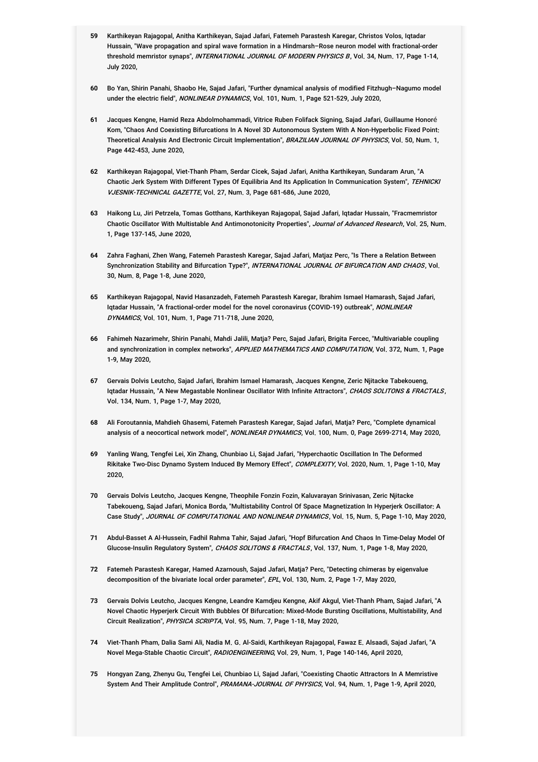59 Karthikeyan Rajagopal, Anitha Karthikeyan, Sajad Jafari, Fatemeh Parastesh Karegar, Christos Volos, Iqtadar Hussain, "Wave propagation and spiral wave formation in a Hindmarsh–Rose neuron model with fractional-order threshold memristor synaps", *INTERNATIONAL JOURNAL OF MODERN PHYSICS B*, Vol. 34, Num. 17, Page 1-14, July 2020,

60 Bo Yan, Shirin Panahi, Shaobo He, Sajad Jafari, "Further dynamical analysis of modified Fitzhugh–Nagumo model under the electric field", *NONLINEAR DYNAMICS*, Vol. 101, Num. 1, Page 521-529, July 2020,

61 Jacques Kengne, Hamid Reza Abdolmohammadi, Vitrice Ruben Folifack Signing, Sajad Jafari, Guillaume Honoré Kom, "Chaos And Coexisting Bifurcations In A Novel 3D Autonomous System With A Non-Hyperbolic Fixed Point: Theoretical Analysis And Electronic Circuit Implementation", *BRAZILIAN JOURNAL OF PHYSICS*, Vol. 50, Num. 1, Page 442-453, June 2020,

62 Karthikeyan Rajagopal, Viet-Thanh Pham, Serdar Cicek, Sajad Jafari, Anitha Karthikeyan, Sundaram Arun, "A Chaotic Jerk System With Different Types Of Equilibria And Its Application In Communication System", *TEHNICKI VJESNIK-TECHNICAL GAZETTE*, Vol. 27, Num. 3, Page 681-686, June 2020,

63 Haikong Lu, Jiri Petrzela, Tomas Gotthans, Karthikeyan Rajagopal, Sajad Jafari, Iqtadar Hussain, "Fracmemristor Chaotic Oscillator With Multistable And Antimonotonicity Properties", *Journal of Advanced Research*, Vol. 25, Num. 1, Page 137-145, June 2020,

64 Zahra Faghani, Zhen Wang, Fatemeh Parastesh Karegar, Sajad Jafari, Matjaz Perc, "Is There a Relation Between Synchronization Stability and Bifurcation Type?", *INTERNATIONAL JOURNAL OF BIFURCATION AND CHAOS*, Vol. 30, Num. 8, Page 1-8, June 2020,

65 Karthikeyan Rajagopal, Navid Hasanzadeh, Fatemeh Parastesh Karegar, Ibrahim Ismael Hamarash, Sajad Jafari, Iqtadar Hussain, "A fractional-order model for the novel coronavirus (COVID-19) outbreak", *NONLINEAR DYNAMICS*, Vol. 101, Num. 1, Page 711-718, June 2020,

66 Fahimeh Nazarimehr, Shirin Panahi, Mahdi Jalili, Matja? Perc, Sajad Jafari, Brigita Fercec, "Multivariable coupling and synchronization in complex networks", *APPLIED MATHEMATICS AND COMPUTATION*, Vol. 372, Num. 1, Page 1-9, May 2020,

67 Gervais Dolvis Leutcho, Sajad Jafari, Ibrahim Ismael Hamarash, Jacques Kengne, Zeric Njitacke Tabekoueng, Iqtadar Hussain, "A New Megastable Nonlinear Oscillator With Infinite Attractors", *CHAOS SOLITONS & FRACTALS*, Vol. 134, Num. 1, Page 1-7, May 2020,

68 Ali Foroutannia, Mahdieh Ghasemi, Fatemeh Parastesh Karegar, Sajad Jafari, Matja? Perc, "Complete dynamical analysis of a neocortical network model", *NONLINEAR DYNAMICS*, Vol. 100, Num. 0, Page 2699-2714, May 2020,

69 Yanling Wang, Tengfei Lei, Xin Zhang, Chunbiao Li, Sajad Jafari, "Hyperchaotic Oscillation In The Deformed Rikitake Two-Disc Dynamo System Induced By Memory Effect", *COMPLEXITY*, Vol. 2020, Num. 1, Page 1-10, May 2020,

70 Gervais Dolvis Leutcho, Jacques Kengne, Theophile Fonzin Fozin, Kaluvarayan Srinivasan, Zeric Njitacke Tabekoueng, Sajad Jafari, Monica Borda, "Multistability Control Of Space Magnetization In Hyperjerk Oscillator: A Case Study", *JOURNAL OF COMPUTATIONAL AND NONLINEAR DYNAMICS*, Vol. 15, Num. 5, Page 1-10, May 2020,

71 Abdul-Basset A Al-Hussein, Fadhil Rahma Tahir, Sajad Jafari, "Hopf Bifurcation And Chaos In Time-Delay Model Of Glucose-Insulin Regulatory System", *CHAOS SOLITONS & FRACTALS*, Vol. 137, Num. 1, Page 1-8, May 2020,

72 Fatemeh Parastesh Karegar, Hamed Azarnoush, Sajad Jafari, Matja? Perc, "Detecting chimeras by eigenvalue decomposition of the bivariate local order parameter", *EPL*, Vol. 130, Num. 2, Page 1-7, May 2020,

73 Gervais Dolvis Leutcho, Jacques Kengne, Leandre Kamdjeu Kengne, Akif Akgul, Viet-Thanh Pham, Sajad Jafari, "A Novel Chaotic Hyperjerk Circuit With Bubbles Of Bifurcation: Mixed-Mode Bursting Oscillations, Multistability, And Circuit Realization", *PHYSICA SCRIPTA*, Vol. 95, Num. 7, Page 1-18, May 2020,

74 Viet-Thanh Pham, Dalia Sami Ali, Nadia M. G. Al-Saidi, Karthikeyan Rajagopal, Fawaz E. Alsaadi, Sajad Jafari, "A Novel Mega-Stable Chaotic Circuit", *RADIOENGINEERING*, Vol. 29, Num. 1, Page 140-146, April 2020,

75 Hongyan Zang, Zhenyu Gu, Tengfei Lei, Chunbiao Li, Sajad Jafari, "Coexisting Chaotic Attractors In A Memristive System And Their Amplitude Control", *PRAMANA-JOURNAL OF PHYSICS*, Vol. 94, Num. 1, Page 1-9, April 2020,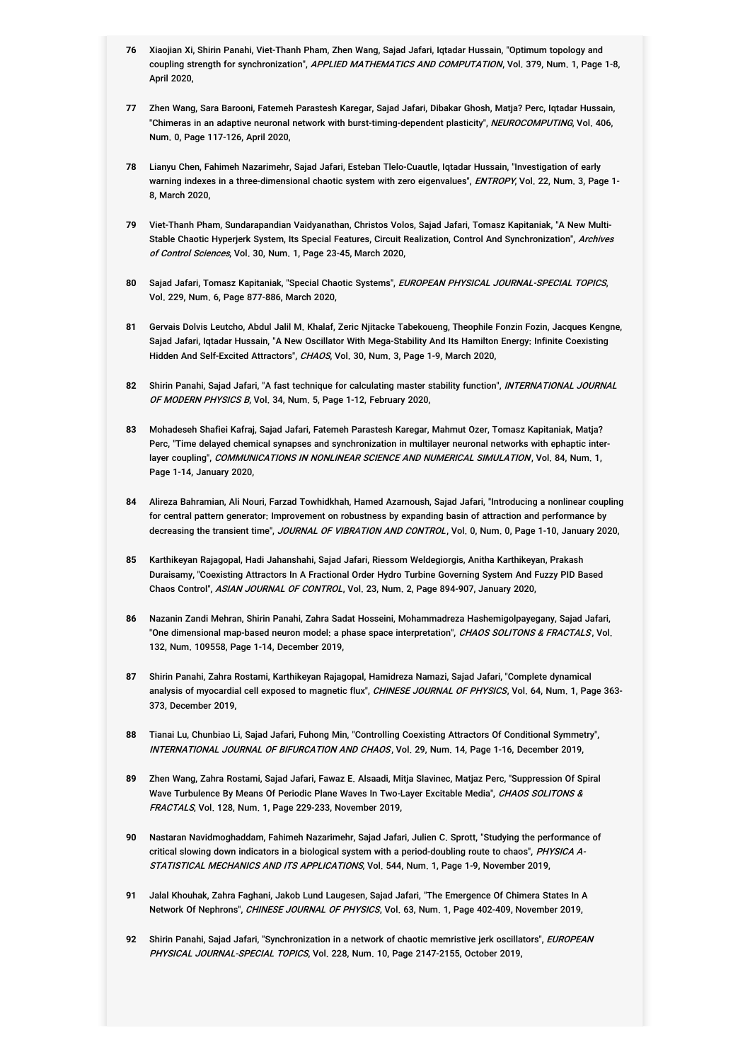76 Xiaojian Xi, Shirin Panahi, Viet-Thanh Pham, Zhen Wang, Sajad Jafari, Iqtadar Hussain, "Optimum topology and coupling strength for synchronization", *APPLIED MATHEMATICS AND COMPUTATION*, Vol. 379, Num. 1, Page 1-8, April 2020,

77 Zhen Wang, Sara Barooni, Fatemeh Parastesh Karegar, Sajad Jafari, Dibakar Ghosh, Matja? Perc, Iqtadar Hussain, "Chimeras in an adaptive neuronal network with burst-timing-dependent plasticity", *NEUROCOMPUTING*, Vol. 406, Num. 0, Page 117-126, April 2020,

78 Lianyu Chen, Fahimeh Nazarimehr, Sajad Jafari, Esteban Tlelo-Cuautle, Iqtadar Hussain, "Investigation of early warning indexes in a three-dimensional chaotic system with zero eigenvalues", *ENTROPY*, Vol. 22, Num. 3, Page 1-8, March 2020,

79 Viet-Thanh Pham, Sundarapandian Vaidyanathan, Christos Volos, Sajad Jafari, Tomasz Kapitaniak, "A New Multi-Stable Chaotic Hyperjerk System, Its Special Features, Circuit Realization, Control And Synchronization", *Archives of Control Sciences*, Vol. 30, Num. 1, Page 23-45, March 2020,

80 Sajad Jafari, Tomasz Kapitaniak, "Special Chaotic Systems", *EUROPEAN PHYSICAL JOURNAL-SPECIAL TOPICS*, Vol. 229, Num. 6, Page 877-886, March 2020,

81 Gervais Dolvis Leutcho, Abdul Jalil M. Khalaf, Zeric Njitacke Tabekoueng, Theophile Fonzin Fozin, Jacques Kengne, Sajad Jafari, Iqtadar Hussain, "A New Oscillator With Mega-Stability And Its Hamilton Energy: Infinite Coexisting Hidden And Self-Excited Attractors", *CHAOS*, Vol. 30, Num. 3, Page 1-9, March 2020,

82 Shirin Panahi, Sajad Jafari, "A fast technique for calculating master stability function", *INTERNATIONAL JOURNAL OF MODERN PHYSICS B*, Vol. 34, Num. 5, Page 1-12, February 2020,

83 Mohadeseh Shafiei Kafraj, Sajad Jafari, Fatemeh Parastesh Karegar, Mahmut Ozer, Tomasz Kapitaniak, Matja? Perc, "Time delayed chemical synapses and synchronization in multilayer neuronal networks with ephaptic inter-layer coupling", *COMMUNICATIONS IN NONLINEAR SCIENCE AND NUMERICAL SIMULATION*, Vol. 84, Num. 1, Page 1-14, January 2020,

84 Alireza Bahramian, Ali Nouri, Farzad Towhidkhah, Hamed Azarnoush, Sajad Jafari, "Introducing a nonlinear coupling for central pattern generator: Improvement on robustness by expanding basin of attraction and performance by decreasing the transient time", *JOURNAL OF VIBRATION AND CONTROL*, Vol. 0, Num. 0, Page 1-10, January 2020,

85 Karthikeyan Rajagopal, Hadi Jahanshahi, Sajad Jafari, Riessom Weldegiorgis, Anitha Karthikeyan, Prakash Duraisamy, "Coexisting Attractors In A Fractional Order Hydro Turbine Governing System And Fuzzy PID Based Chaos Control", *ASIAN JOURNAL OF CONTROL*, Vol. 23, Num. 2, Page 894-907, January 2020,

86 Nazanin Zandi Mehran, Shirin Panahi, Zahra Sadat Hosseini, Mohammadreza Hashemigolpayegany, Sajad Jafari, "One dimensional map-based neuron model: a phase space interpretation", *CHAOS SOLITONS & FRACTALS*, Vol. 132, Num. 109558, Page 1-14, December 2019,

87 Shirin Panahi, Zahra Rostami, Karthikeyan Rajagopal, Hamidreza Namazi, Sajad Jafari, "Complete dynamical analysis of myocardial cell exposed to magnetic flux", *CHINESE JOURNAL OF PHYSICS*, Vol. 64, Num. 1, Page 363-373, December 2019,

88 Tianai Lu, Chunbiao Li, Sajad Jafari, Fuhong Min, "Controlling Coexisting Attractors Of Conditional Symmetry", *INTERNATIONAL JOURNAL OF BIFURCATION AND CHAOS*, Vol. 29, Num. 14, Page 1-16, December 2019,

89 Zhen Wang, Zahra Rostami, Sajad Jafari, Fawaz E. Alsaadi, Mitja Slavinec, Matjaz Perc, "Suppression Of Spiral Wave Turbulence By Means Of Periodic Plane Waves In Two-Layer Excitable Media", *CHAOS SOLITONS & FRACTALS*, Vol. 128, Num. 1, Page 229-233, November 2019,

90 Nastaran Navidmoghaddam, Fahimeh Nazarimehr, Sajad Jafari, Julien C. Sprott, "Studying the performance of critical slowing down indicators in a biological system with a period-doubling route to chaos", *PHYSICA A-STATISTICAL MECHANICS AND ITS APPLICATIONS*, Vol. 544, Num. 1, Page 1-9, November 2019,

91 Jalal Khouhak, Zahra Faghani, Jakob Lund Laugesen, Sajad Jafari, "The Emergence Of Chimera States In A Network Of Nephrons", *CHINESE JOURNAL OF PHYSICS*, Vol. 63, Num. 1, Page 402-409, November 2019,

92 Shirin Panahi, Sajad Jafari, "Synchronization in a network of chaotic memristive jerk oscillators", *EUROPEAN PHYSICAL JOURNAL-SPECIAL TOPICS*, Vol. 228, Num. 10, Page 2147-2155, October 2019,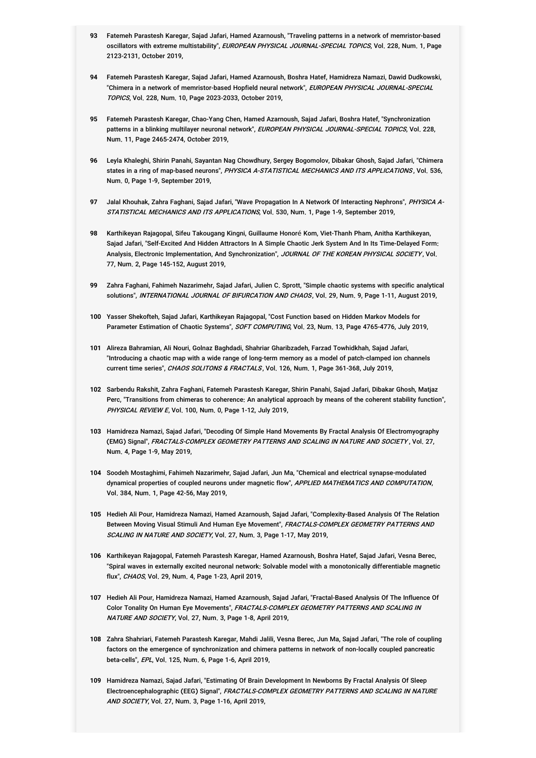**93** Fatemeh Parastesh Karegar, Sajad Jafari, Hamed Azarnoush, "Traveling patterns in a network of memristor-based oscillators with extreme multistability", *EUROPEAN PHYSICAL JOURNAL-SPECIAL TOPICS*, Vol. 228, Num. 1, Page 2123-2131, October 2019,

**94** Fatemeh Parastesh Karegar, Sajad Jafari, Hamed Azarnoush, Boshra Hatef, Hamidreza Namazi, Dawid Dudkowski, "Chimera in a network of memristor-based Hopfield neural network", *EUROPEAN PHYSICAL JOURNAL-SPECIAL TOPICS*, Vol. 228, Num. 10, Page 2023-2033, October 2019,

**95** Fatemeh Parastesh Karegar, Chao-Yang Chen, Hamed Azarnoush, Sajad Jafari, Boshra Hatef, "Synchronization patterns in a blinking multilayer neuronal network", *EUROPEAN PHYSICAL JOURNAL-SPECIAL TOPICS*, Vol. 228, Num. 11, Page 2465-2474, October 2019,

**96** Leyla Khaleghi, Shirin Panahi, Sayantan Nag Chowdhury, Sergey Bogomolov, Dibakar Ghosh, Sajad Jafari, "Chimera states in a ring of map-based neurons", *PHYSICA A-STATISTICAL MECHANICS AND ITS APPLICATIONS*, Vol. 536, Num. 0, Page 1-9, September 2019,

**97** Jalal Khouhak, Zahra Faghani, Sajad Jafari, "Wave Propagation In A Network Of Interacting Nephrons", *PHYSICA A-STATISTICAL MECHANICS AND ITS APPLICATIONS*, Vol. 530, Num. 1, Page 1-9, September 2019,

**98** Karthikeyan Rajagopal, Sifeu Takougang Kingni, Guillaume Honoré Kom, Viet-Thanh Pham, Anitha Karthikeyan, Sajad Jafari, "Self-Excited And Hidden Attractors In A Simple Chaotic Jerk System And In Its Time-Delayed Form: Analysis, Electronic Implementation, And Synchronization", *JOURNAL OF THE KOREAN PHYSICAL SOCIETY*, Vol. 77, Num. 2, Page 145-152, August 2019,

**99** Zahra Faghani, Fahimeh Nazarimehr, Sajad Jafari, Julien C. Sprott, "Simple chaotic systems with specific analytical solutions", *INTERNATIONAL JOURNAL OF BIFURCATION AND CHAOS*, Vol. 29, Num. 9, Page 1-11, August 2019,

**100** Yasser Shekofteh, Sajad Jafari, Karthikeyan Rajagopal, "Cost Function based on Hidden Markov Models for Parameter Estimation of Chaotic Systems", *SOFT COMPUTING*, Vol. 23, Num. 13, Page 4765-4776, July 2019,

**101** Alireza Bahramian, Ali Nouri, Golnaz Baghdadi, Shahriar Gharibzadeh, Farzad Towhidkhah, Sajad Jafari, "Introducing a chaotic map with a wide range of long-term memory as a model of patch-clamped ion channels current time series", *CHAOS SOLITONS & FRACTALS*, Vol. 126, Num. 1, Page 361-368, July 2019,

**102** Sarbendu Rakshit, Zahra Faghani, Fatemeh Parastesh Karegar, Shirin Panahi, Sajad Jafari, Dibakar Ghosh, Matjaz Perc, "Transitions from chimeras to coherence: An analytical approach by means of the coherent stability function", *PHYSICAL REVIEW E*, Vol. 100, Num. 0, Page 1-12, July 2019,

**103** Hamidreza Namazi, Sajad Jafari, "Decoding Of Simple Hand Movements By Fractal Analysis Of Electromyography (EMG) Signal", *FRACTALS-COMPLEX GEOMETRY PATTERNS AND SCALING IN NATURE AND SOCIETY*, Vol. 27, Num. 4, Page 1-9, May 2019,

**104** Soodeh Mostaghimi, Fahimeh Nazarimehr, Sajad Jafari, Jun Ma, "Chemical and electrical synapse-modulated dynamical properties of coupled neurons under magnetic flow", *APPLIED MATHEMATICS AND COMPUTATION*, Vol. 384, Num. 1, Page 42-56, May 2019,

**105** Hedieh Ali Pour, Hamidreza Namazi, Hamed Azarnoush, Sajad Jafari, "Complexity-Based Analysis Of The Relation Between Moving Visual Stimuli And Human Eye Movement", *FRACTALS-COMPLEX GEOMETRY PATTERNS AND SCALING IN NATURE AND SOCIETY*, Vol. 27, Num. 3, Page 1-17, May 2019,

**106** Karthikeyan Rajagopal, Fatemeh Parastesh Karegar, Hamed Azarnoush, Boshra Hatef, Sajad Jafari, Vesna Berec, "Spiral waves in externally excited neuronal network: Solvable model with a monotonically differentiable magnetic flux", *CHAOS*, Vol. 29, Num. 4, Page 1-23, April 2019,

**107** Hedieh Ali Pour, Hamidreza Namazi, Hamed Azarnoush, Sajad Jafari, "Fractal-Based Analysis Of The Influence Of Color Tonality On Human Eye Movements", *FRACTALS-COMPLEX GEOMETRY PATTERNS AND SCALING IN NATURE AND SOCIETY*, Vol. 27, Num. 3, Page 1-8, April 2019,

**108** Zahra Shahriari, Fatemeh Parastesh Karegar, Mahdi Jalili, Vesna Berec, Jun Ma, Sajad Jafari, "The role of coupling factors on the emergence of synchronization and chimera patterns in network of non-locally coupled pancreatic beta-cells", *EPL*, Vol. 125, Num. 6, Page 1-6, April 2019,

**109** Hamidreza Namazi, Sajad Jafari, "Estimating Of Brain Development In Newborns By Fractal Analysis Of Sleep Electroencephalographic (EEG) Signal", *FRACTALS-COMPLEX GEOMETRY PATTERNS AND SCALING IN NATURE AND SOCIETY*, Vol. 27, Num. 3, Page 1-16, April 2019,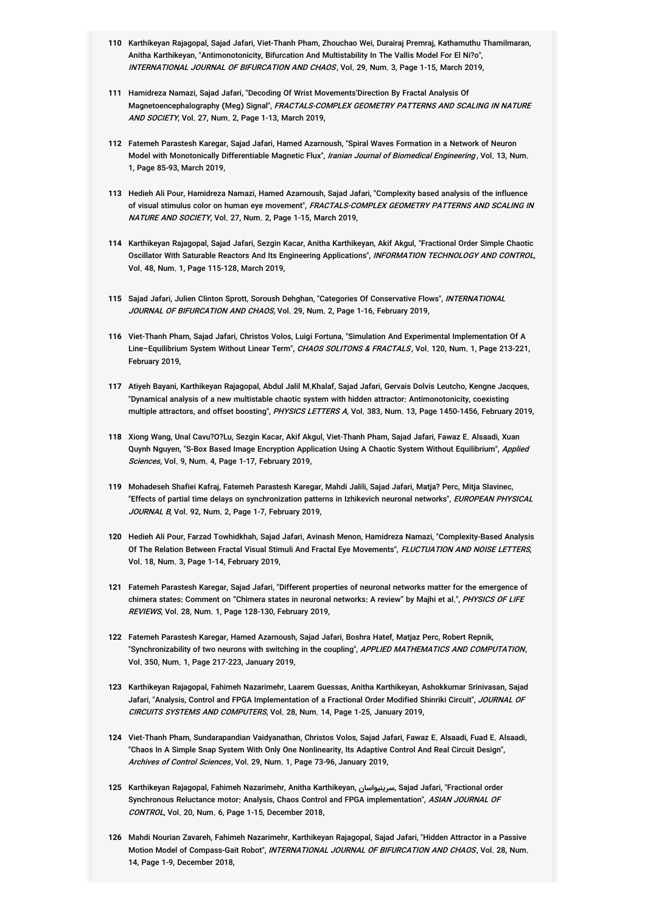110 Karthikeyan Rajagopal, Sajad Jafari, Viet-Thanh Pham, Zhouchao Wei, Durairaj Premraj, Kathamuthu Thamilmaran, Anitha Karthikeyan, "Antimonotonicity, Bifurcation And Multistability In The Vallis Model For El Ni?o", *INTERNATIONAL JOURNAL OF BIFURCATION AND CHAOS*, Vol. 29, Num. 3, Page 1-15, March 2019,

111 Hamidreza Namazi, Sajad Jafari, "Decoding Of Wrist Movements'Direction By Fractal Analysis Of Magnetoencephalography (Meg) Signal", *FRACTALS-COMPLEX GEOMETRY PATTERNS AND SCALING IN NATURE AND SOCIETY*, Vol. 27, Num. 2, Page 1-13, March 2019,

112 Fatemeh Parastesh Karegar, Sajad Jafari, Hamed Azarnoush, "Spiral Waves Formation in a Network of Neuron Model with Monotonically Differentiable Magnetic Flux", *Iranian Journal of Biomedical Engineering*, Vol. 13, Num. 1, Page 85-93, March 2019,

113 Hedieh Ali Pour, Hamidreza Namazi, Hamed Azarnoush, Sajad Jafari, "Complexity based analysis of the influence of visual stimulus color on human eye movement", *FRACTALS-COMPLEX GEOMETRY PATTERNS AND SCALING IN NATURE AND SOCIETY*, Vol. 27, Num. 2, Page 1-15, March 2019,

114 Karthikeyan Rajagopal, Sajad Jafari, Sezgin Kacar, Anitha Karthikeyan, Akif Akgul, "Fractional Order Simple Chaotic Oscillator With Saturable Reactors And Its Engineering Applications", *INFORMATION TECHNOLOGY AND CONTROL*, Vol. 48, Num. 1, Page 115-128, March 2019,

115 Sajad Jafari, Julien Clinton Sprott, Soroush Dehghan, "Categories Of Conservative Flows", *INTERNATIONAL JOURNAL OF BIFURCATION AND CHAOS*, Vol. 29, Num. 2, Page 1-16, February 2019,

116 Viet-Thanh Pham, Sajad Jafari, Christos Volos, Luigi Fortuna, "Simulation And Experimental Implementation Of A Line–Equilibrium System Without Linear Term", *CHAOS SOLITONS & FRACTALS*, Vol. 120, Num. 1, Page 213-221, February 2019,

117 Atiyeh Bayani, Karthikeyan Rajagopal, Abdul Jalil M.Khalaf, Sajad Jafari, Gervais Dolvis Leutcho, Kengne Jacques, "Dynamical analysis of a new multistable chaotic system with hidden attractor: Antimonotonicity, coexisting multiple attractors, and offset boosting", *PHYSICS LETTERS A*, Vol. 383, Num. 13, Page 1450-1456, February 2019,

118 Xiong Wang, Unal Cavu?O?Lu, Sezgin Kacar, Akif Akgul, Viet-Thanh Pham, Sajad Jafari, Fawaz E. Alsaadi, Xuan Quynh Nguyen, "S-Box Based Image Encryption Application Using A Chaotic System Without Equilibrium", *Applied Sciences*, Vol. 9, Num. 4, Page 1-17, February 2019,

119 Mohadeseh Shafiei Kafraj, Fatemeh Parastesh Karegar, Mahdi Jalili, Sajad Jafari, Matja? Perc, Mitja Slavinec, "Effects of partial time delays on synchronization patterns in Izhikevich neuronal networks", *EUROPEAN PHYSICAL JOURNAL B*, Vol. 92, Num. 2, Page 1-7, February 2019,

120 Hedieh Ali Pour, Farzad Towhidkhah, Sajad Jafari, Avinash Menon, Hamidreza Namazi, "Complexity-Based Analysis Of The Relation Between Fractal Visual Stimuli And Fractal Eye Movements", *FLUCTUATION AND NOISE LETTERS*, Vol. 18, Num. 3, Page 1-14, February 2019,

121 Fatemeh Parastesh Karegar, Sajad Jafari, "Different properties of neuronal networks matter for the emergence of chimera states: Comment on "Chimera states in neuronal networks: A review" by Majhi et al.", *PHYSICS OF LIFE REVIEWS*, Vol. 28, Num. 1, Page 128-130, February 2019,

122 Fatemeh Parastesh Karegar, Hamed Azarnoush, Sajad Jafari, Boshra Hatef, Matjaz Perc, Robert Repnik, "Synchronizability of two neurons with switching in the coupling", *APPLIED MATHEMATICS AND COMPUTATION*, Vol. 350, Num. 1, Page 217-223, January 2019,

123 Karthikeyan Rajagopal, Fahimeh Nazarimehr, Laarem Guessas, Anitha Karthikeyan, Ashokkumar Srinivasan, Sajad Jafari, "Analysis, Control and FPGA Implementation of a Fractional Order Modified Shinriki Circuit", *JOURNAL OF CIRCUITS SYSTEMS AND COMPUTERS*, Vol. 28, Num. 14, Page 1-25, January 2019,

124 Viet-Thanh Pham, Sundarapandian Vaidyanathan, Christos Volos, Sajad Jafari, Fawaz E. Alsaadi, Fuad E. Alsaadi, "Chaos In A Simple Snap System With Only One Nonlinearity, Its Adaptive Control And Real Circuit Design", *Archives of Control Sciences*, Vol. 29, Num. 1, Page 73-96, January 2019,

125 Karthikeyan Rajagopal, Fahimeh Nazarimehr, Anitha Karthikeyan, سرینیواسان, Sajad Jafari, "Fractional order Synchronous Reluctance motor: Analysis, Chaos Control and FPGA implementation", *ASIAN JOURNAL OF CONTROL*, Vol. 20, Num. 6, Page 1-15, December 2018,

126 Mahdi Nourian Zavareh, Fahimeh Nazarimehr, Karthikeyan Rajagopal, Sajad Jafari, "Hidden Attractor in a Passive Motion Model of Compass-Gait Robot", *INTERNATIONAL JOURNAL OF BIFURCATION AND CHAOS*, Vol. 28, Num. 14, Page 1-9, December 2018,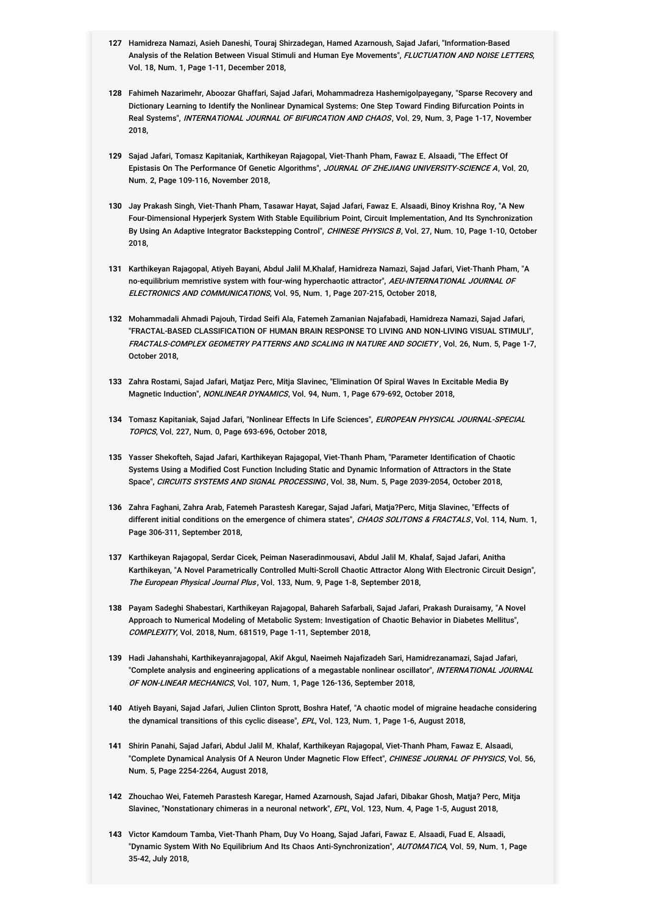**127** Hamidreza Namazi, Asieh Daneshi, Touraj Shirzadegan, Hamed Azarnoush, Sajad Jafari, "Information-Based Analysis of the Relation Between Visual Stimuli and Human Eye Movements", *FLUCTUATION AND NOISE LETTERS*, Vol. 18, Num. 1, Page 1-11, December 2018,

**128** Fahimeh Nazarimehr, Aboozar Ghaffari, Sajad Jafari, Mohammadreza Hashemigolpayegany, "Sparse Recovery and Dictionary Learning to Identify the Nonlinear Dynamical Systems: One Step Toward Finding Bifurcation Points in Real Systems", *INTERNATIONAL JOURNAL OF BIFURCATION AND CHAOS*, Vol. 29, Num. 3, Page 1-17, November 2018,

**129** Sajad Jafari, Tomasz Kapitaniak, Karthikeyan Rajagopal, Viet-Thanh Pham, Fawaz E. Alsaadi, "The Effect Of Epistasis On The Performance Of Genetic Algorithms", *JOURNAL OF ZHEJIANG UNIVERSITY-SCIENCE A*, Vol. 20, Num. 2, Page 109-116, November 2018,

**130** Jay Prakash Singh, Viet-Thanh Pham, Tasawar Hayat, Sajad Jafari, Fawaz E. Alsaadi, Binoy Krishna Roy, "A New Four-Dimensional Hyperjerk System With Stable Equilibrium Point, Circuit Implementation, And Its Synchronization By Using An Adaptive Integrator Backstepping Control", *CHINESE PHYSICS B*, Vol. 27, Num. 10, Page 1-10, October 2018,

**131** Karthikeyan Rajagopal, Atiyeh Bayani, Abdul Jalil M.Khalaf, Hamidreza Namazi, Sajad Jafari, Viet-Thanh Pham, "A no-equilibrium memristive system with four-wing hyperchaotic attractor", *AEU-INTERNATIONAL JOURNAL OF ELECTRONICS AND COMMUNICATIONS*, Vol. 95, Num. 1, Page 207-215, October 2018,

**132** Mohammadali Ahmadi Pajouh, Tirdad Seifi Ala, Fatemeh Zamanian Najafabadi, Hamidreza Namazi, Sajad Jafari, "FRACTAL-BASED CLASSIFICATION OF HUMAN BRAIN RESPONSE TO LIVING AND NON-LIVING VISUAL STIMULI", *FRACTALS-COMPLEX GEOMETRY PATTERNS AND SCALING IN NATURE AND SOCIETY*, Vol. 26, Num. 5, Page 1-7, October 2018,

**133** Zahra Rostami, Sajad Jafari, Matjaz Perc, Mitja Slavinec, "Elimination Of Spiral Waves In Excitable Media By Magnetic Induction", *NONLINEAR DYNAMICS*, Vol. 94, Num. 1, Page 679-692, October 2018,

**134** Tomasz Kapitaniak, Sajad Jafari, "Nonlinear Effects In Life Sciences", *EUROPEAN PHYSICAL JOURNAL-SPECIAL TOPICS*, Vol. 227, Num. 0, Page 693-696, October 2018,

**135** Yasser Shekofteh, Sajad Jafari, Karthikeyan Rajagopal, Viet-Thanh Pham, "Parameter Identification of Chaotic Systems Using a Modified Cost Function Including Static and Dynamic Information of Attractors in the State Space", *CIRCUITS SYSTEMS AND SIGNAL PROCESSING*, Vol. 38, Num. 5, Page 2039-2054, October 2018,

**136** Zahra Faghani, Zahra Arab, Fatemeh Parastesh Karegar, Sajad Jafari, Matja?Perc, Mitja Slavinec, "Effects of different initial conditions on the emergence of chimera states", *CHAOS SOLITONS & FRACTALS*, Vol. 114, Num. 1, Page 306-311, September 2018,

**137** Karthikeyan Rajagopal, Serdar Cicek, Peiman Naseradinmousavi, Abdul Jalil M. Khalaf, Sajad Jafari, Anitha Karthikeyan, "A Novel Parametrically Controlled Multi-Scroll Chaotic Attractor Along With Electronic Circuit Design", *The European Physical Journal Plus*, Vol. 133, Num. 9, Page 1-8, September 2018,

**138** Payam Sadeghi Shabestari, Karthikeyan Rajagopal, Bahareh Safarbali, Sajad Jafari, Prakash Duraisamy, "A Novel Approach to Numerical Modeling of Metabolic System: Investigation of Chaotic Behavior in Diabetes Mellitus", *COMPLEXITY*, Vol. 2018, Num. 681519, Page 1-11, September 2018,

**139** Hadi Jahanshahi, Karthikeyanrajagopal, Akif Akgul, Naeimeh Najafizadeh Sari, Hamidrezanamazi, Sajad Jafari, "Complete analysis and engineering applications of a megastable nonlinear oscillator", *INTERNATIONAL JOURNAL OF NON-LINEAR MECHANICS*, Vol. 107, Num. 1, Page 126-136, September 2018,

**140** Atiyeh Bayani, Sajad Jafari, Julien Clinton Sprott, Boshra Hatef, "A chaotic model of migraine headache considering the dynamical transitions of this cyclic disease", *EPL*, Vol. 123, Num. 1, Page 1-6, August 2018,

**141** Shirin Panahi, Sajad Jafari, Abdul Jalil M. Khalaf, Karthikeyan Rajagopal, Viet-Thanh Pham, Fawaz E. Alsaadi, "Complete Dynamical Analysis Of A Neuron Under Magnetic Flow Effect", *CHINESE JOURNAL OF PHYSICS*, Vol. 56, Num. 5, Page 2254-2264, August 2018,

**142** Zhouchao Wei, Fatemeh Parastesh Karegar, Hamed Azarnoush, Sajad Jafari, Dibakar Ghosh, Matja? Perc, Mitja Slavinec, "Nonstationary chimeras in a neuronal network", *EPL*, Vol. 123, Num. 4, Page 1-5, August 2018,

**143** Victor Kamdoum Tamba, Viet-Thanh Pham, Duy Vo Hoang, Sajad Jafari, Fawaz E. Alsaadi, Fuad E. Alsaadi, "Dynamic System With No Equilibrium And Its Chaos Anti-Synchronization", *AUTOMATICA*, Vol. 59, Num. 1, Page 35-42, July 2018,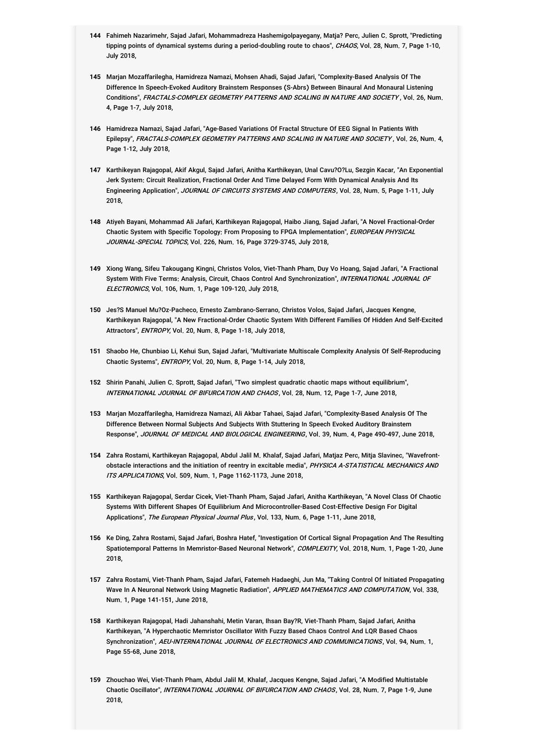144 Fahimeh Nazarimehr, Sajad Jafari, Mohammadreza Hashemigolpayegany, Matja? Perc, Julien C. Sprott, "Predicting tipping points of dynamical systems during a period-doubling route to chaos", *CHAOS*, Vol. 28, Num. 7, Page 1-10, July 2018,

145 Marjan Mozaffarilegha, Hamidreza Namazi, Mohsen Ahadi, Sajad Jafari, "Complexity-Based Analysis Of The Difference In Speech-Evoked Auditory Brainstem Responses (S-Abrs) Between Binaural And Monaural Listening Conditions", *FRACTALS-COMPLEX GEOMETRY PATTERNS AND SCALING IN NATURE AND SOCIETY*, Vol. 26, Num. 4, Page 1-7, July 2018,

146 Hamidreza Namazi, Sajad Jafari, "Age-Based Variations Of Fractal Structure Of EEG Signal In Patients With Epilepsy", *FRACTALS-COMPLEX GEOMETRY PATTERNS AND SCALING IN NATURE AND SOCIETY*, Vol. 26, Num. 4, Page 1-12, July 2018,

147 Karthikeyan Rajagopal, Akif Akgul, Sajad Jafari, Anitha Karthikeyan, Unal Cavu?O?Lu, Sezgin Kacar, "An Exponential Jerk System: Circuit Realization, Fractional Order And Time Delayed Form With Dynamical Analysis And Its Engineering Application", *JOURNAL OF CIRCUITS SYSTEMS AND COMPUTERS*, Vol. 28, Num. 5, Page 1-11, July 2018,

148 Atiyeh Bayani, Mohammad Ali Jafari, Karthikeyan Rajagopal, Haibo Jiang, Sajad Jafari, "A Novel Fractional-Order Chaotic System with Specific Topology: From Proposing to FPGA Implementation", *EUROPEAN PHYSICAL JOURNAL-SPECIAL TOPICS*, Vol. 226, Num. 16, Page 3729-3745, July 2018,

149 Xiong Wang, Sifeu Takougang Kingni, Christos Volos, Viet-Thanh Pham, Duy Vo Hoang, Sajad Jafari, "A Fractional System With Five Terms: Analysis, Circuit, Chaos Control And Synchronization", *INTERNATIONAL JOURNAL OF ELECTRONICS*, Vol. 106, Num. 1, Page 109-120, July 2018,

150 Jes?S Manuel Mu?Oz-Pacheco, Ernesto Zambrano-Serrano, Christos Volos, Sajad Jafari, Jacques Kengne, Karthikeyan Rajagopal, "A New Fractional-Order Chaotic System With Different Families Of Hidden And Self-Excited Attractors", *ENTROPY*, Vol. 20, Num. 8, Page 1-18, July 2018,

151 Shaobo He, Chunbiao Li, Kehui Sun, Sajad Jafari, "Multivariate Multiscale Complexity Analysis Of Self-Reproducing Chaotic Systems", *ENTROPY*, Vol. 20, Num. 8, Page 1-14, July 2018,

152 Shirin Panahi, Julien C. Sprott, Sajad Jafari, "Two simplest quadratic chaotic maps without equilibrium", *INTERNATIONAL JOURNAL OF BIFURCATION AND CHAOS*, Vol. 28, Num. 12, Page 1-7, June 2018,

153 Marjan Mozaffarilegha, Hamidreza Namazi, Ali Akbar Tahaei, Sajad Jafari, "Complexity-Based Analysis Of The Difference Between Normal Subjects And Subjects With Stuttering In Speech Evoked Auditory Brainstem Response", *JOURNAL OF MEDICAL AND BIOLOGICAL ENGINEERING*, Vol. 39, Num. 4, Page 490-497, June 2018,

154 Zahra Rostami, Karthikeyan Rajagopal, Abdul Jalil M. Khalaf, Sajad Jafari, Matjaz Perc, Mitja Slavinec, "Wavefront-obstacle interactions and the initiation of reentry in excitable media", *PHYSICA A-STATISTICAL MECHANICS AND ITS APPLICATIONS*, Vol. 509, Num. 1, Page 1162-1173, June 2018,

155 Karthikeyan Rajagopal, Serdar Cicek, Viet-Thanh Pham, Sajad Jafari, Anitha Karthikeyan, "A Novel Class Of Chaotic Systems With Different Shapes Of Equilibrium And Microcontroller-Based Cost-Effective Design For Digital Applications", *The European Physical Journal Plus*, Vol. 133, Num. 6, Page 1-11, June 2018,

156 Ke Ding, Zahra Rostami, Sajad Jafari, Boshra Hatef, "Investigation Of Cortical Signal Propagation And The Resulting Spatiotemporal Patterns In Memristor-Based Neuronal Network", *COMPLEXITY*, Vol. 2018, Num. 1, Page 1-20, June 2018,

157 Zahra Rostami, Viet-Thanh Pham, Sajad Jafari, Fatemeh Hadaeghi, Jun Ma, "Taking Control Of Initiated Propagating Wave In A Neuronal Network Using Magnetic Radiation", *APPLIED MATHEMATICS AND COMPUTATION*, Vol. 338, Num. 1, Page 141-151, June 2018,

158 Karthikeyan Rajagopal, Hadi Jahanshahi, Metin Varan, Ihsan Bay?R, Viet-Thanh Pham, Sajad Jafari, Anitha Karthikeyan, "A Hyperchaotic Memristor Oscillator With Fuzzy Based Chaos Control And LQR Based Chaos Synchronization", *AEU-INTERNATIONAL JOURNAL OF ELECTRONICS AND COMMUNICATIONS*, Vol. 94, Num. 1, Page 55-68, June 2018,

159 Zhouchao Wei, Viet-Thanh Pham, Abdul Jalil M. Khalaf, Jacques Kengne, Sajad Jafari, "A Modified Multistable Chaotic Oscillator", *INTERNATIONAL JOURNAL OF BIFURCATION AND CHAOS*, Vol. 28, Num. 7, Page 1-9, June 2018,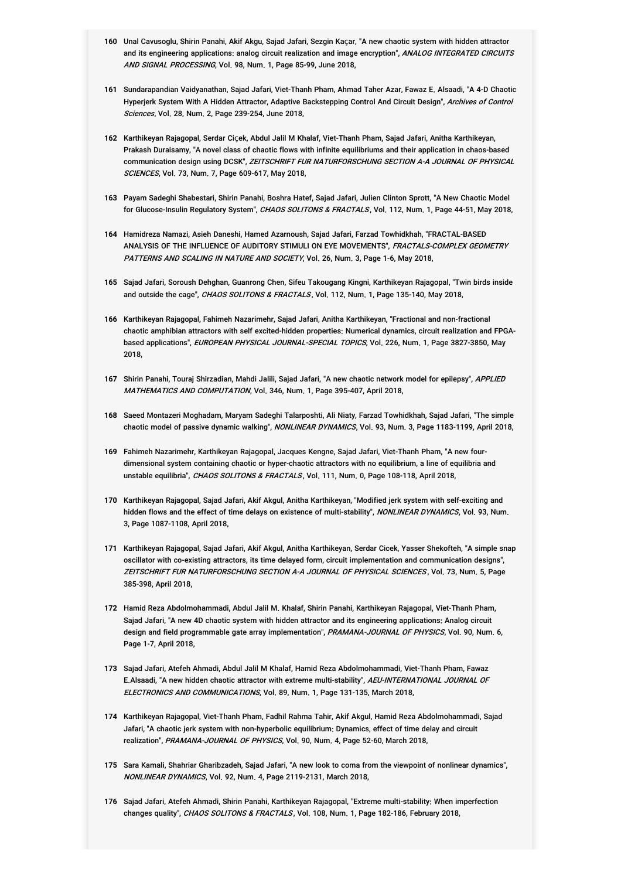160 Unal Cavusoglu, Shirin Panahi, Akif Akgu, Sajad Jafari, Sezgin Kaçar, "A new chaotic system with hidden attractor and its engineering applications: analog circuit realization and image encryption", *ANALOG INTEGRATED CIRCUITS AND SIGNAL PROCESSING*, Vol. 98, Num. 1, Page 85-99, June 2018,

161 Sundarapandian Vaidyanathan, Sajad Jafari, Viet-Thanh Pham, Ahmad Taher Azar, Fawaz E. Alsaadi, "A 4-D Chaotic Hyperjerk System With A Hidden Attractor, Adaptive Backstepping Control And Circuit Design", *Archives of Control Sciences*, Vol. 28, Num. 2, Page 239-254, June 2018,

162 Karthikeyan Rajagopal, Serdar Ciçek, Abdul Jalil M Khalaf, Viet-Thanh Pham, Sajad Jafari, Anitha Karthikeyan, Prakash Duraisamy, "A novel class of chaotic flows with infinite equilibriums and their application in chaos-based communication design using DCSK", *ZEITSCHRIFT FUR NATURFORSCHUNG SECTION A-A JOURNAL OF PHYSICAL SCIENCES*, Vol. 73, Num. 7, Page 609-617, May 2018,

163 Payam Sadeghi Shabestari, Shirin Panahi, Boshra Hatef, Sajad Jafari, Julien Clinton Sprott, "A New Chaotic Model for Glucose-Insulin Regulatory System", *CHAOS SOLITONS & FRACTALS*, Vol. 112, Num. 1, Page 44-51, May 2018,

164 Hamidreza Namazi, Asieh Daneshi, Hamed Azarnoush, Sajad Jafari, Farzad Towhidkhah, "FRACTAL-BASED ANALYSIS OF THE INFLUENCE OF AUDITORY STIMULI ON EYE MOVEMENTS", *FRACTALS-COMPLEX GEOMETRY PATTERNS AND SCALING IN NATURE AND SOCIETY*, Vol. 26, Num. 3, Page 1-6, May 2018,

165 Sajad Jafari, Soroush Dehghan, Guanrong Chen, Sifeu Takougang Kingni, Karthikeyan Rajagopal, "Twin birds inside and outside the cage", *CHAOS SOLITONS & FRACTALS*, Vol. 112, Num. 1, Page 135-140, May 2018,

166 Karthikeyan Rajagopal, Fahimeh Nazarimehr, Sajad Jafari, Anitha Karthikeyan, "Fractional and non-fractional chaotic amphibian attractors with self excited-hidden properties: Numerical dynamics, circuit realization and FPGA-based applications", *EUROPEAN PHYSICAL JOURNAL-SPECIAL TOPICS*, Vol. 226, Num. 1, Page 3827-3850, May 2018,

167 Shirin Panahi, Touraj Shirzadian, Mahdi Jalili, Sajad Jafari, "A new chaotic network model for epilepsy", *APPLIED MATHEMATICS AND COMPUTATION*, Vol. 346, Num. 1, Page 395-407, April 2018,

168 Saeed Montazeri Moghadam, Maryam Sadeghi Talarposhti, Ali Niaty, Farzad Towhidkhah, Sajad Jafari, "The simple chaotic model of passive dynamic walking", *NONLINEAR DYNAMICS*, Vol. 93, Num. 3, Page 1183-1199, April 2018,

169 Fahimeh Nazarimehr, Karthikeyan Rajagopal, Jacques Kengne, Sajad Jafari, Viet-Thanh Pham, "A new four-dimensional system containing chaotic or hyper-chaotic attractors with no equilibrium, a line of equilibria and unstable equilibria", *CHAOS SOLITONS & FRACTALS*, Vol. 111, Num. 0, Page 108-118, April 2018,

170 Karthikeyan Rajagopal, Sajad Jafari, Akif Akgul, Anitha Karthikeyan, "Modified jerk system with self-exciting and hidden flows and the effect of time delays on existence of multi-stability", *NONLINEAR DYNAMICS*, Vol. 93, Num. 3, Page 1087-1108, April 2018,

171 Karthikeyan Rajagopal, Sajad Jafari, Akif Akgul, Anitha Karthikeyan, Serdar Cicek, Yasser Shekofteh, "A simple snap oscillator with co-existing attractors, its time delayed form, circuit implementation and communication designs", *ZEITSCHRIFT FUR NATURFORSCHUNG SECTION A-A JOURNAL OF PHYSICAL SCIENCES*, Vol. 73, Num. 5, Page 385-398, April 2018,

172 Hamid Reza Abdolmohammadi, Abdul Jalil M. Khalaf, Shirin Panahi, Karthikeyan Rajagopal, Viet-Thanh Pham, Sajad Jafari, "A new 4D chaotic system with hidden attractor and its engineering applications: Analog circuit design and field programmable gate array implementation", *PRAMANA-JOURNAL OF PHYSICS*, Vol. 90, Num. 6, Page 1-7, April 2018,

173 Sajad Jafari, Atefeh Ahmadi, Abdul Jalil M Khalaf, Hamid Reza Abdolmohammadi, Viet-Thanh Pham, Fawaz E.Alsaadi, "A new hidden chaotic attractor with extreme multi-stability", *AEU-INTERNATIONAL JOURNAL OF ELECTRONICS AND COMMUNICATIONS*, Vol. 89, Num. 1, Page 131-135, March 2018,

174 Karthikeyan Rajagopal, Viet-Thanh Pham, Fadhil Rahma Tahir, Akif Akgul, Hamid Reza Abdolmohammadi, Sajad Jafari, "A chaotic jerk system with non-hyperbolic equilibrium: Dynamics, effect of time delay and circuit realization", *PRAMANA-JOURNAL OF PHYSICS*, Vol. 90, Num. 4, Page 52-60, March 2018,

175 Sara Kamali, Shahriar Gharibzadeh, Sajad Jafari, "A new look to coma from the viewpoint of nonlinear dynamics", *NONLINEAR DYNAMICS*, Vol. 92, Num. 4, Page 2119-2131, March 2018,

176 Sajad Jafari, Atefeh Ahmadi, Shirin Panahi, Karthikeyan Rajagopal, "Extreme multi-stability: When imperfection changes quality", *CHAOS SOLITONS & FRACTALS*, Vol. 108, Num. 1, Page 182-186, February 2018,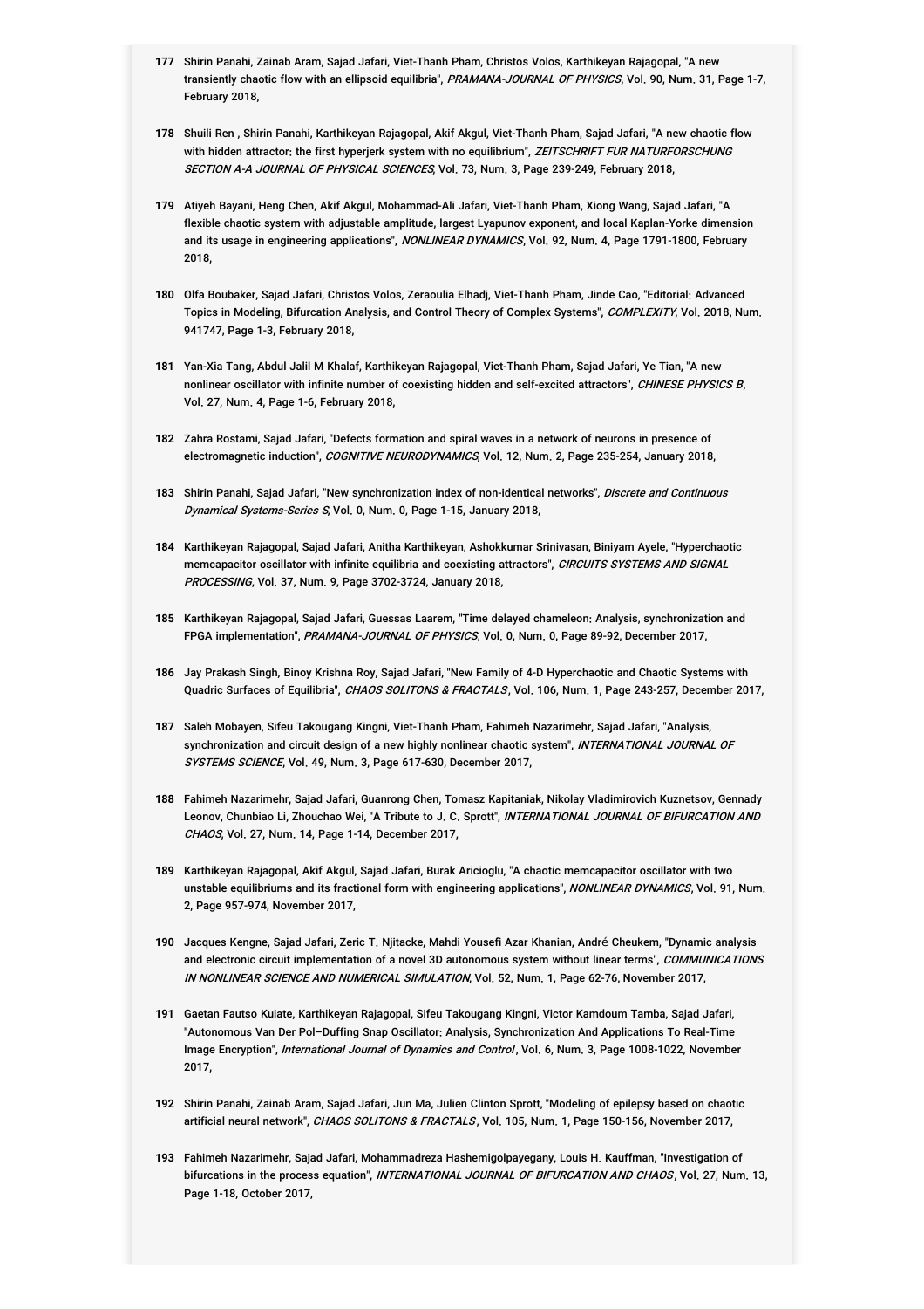177 Shirin Panahi, Zainab Aram, Sajad Jafari, Viet-Thanh Pham, Christos Volos, Karthikeyan Rajagopal, "A new transiently chaotic flow with an ellipsoid equilibria", *PRAMANA-JOURNAL OF PHYSICS*, Vol. 90, Num. 31, Page 1-7, February 2018,

178 Shuili Ren , Shirin Panahi, Karthikeyan Rajagopal, Akif Akgul, Viet-Thanh Pham, Sajad Jafari, "A new chaotic flow with hidden attractor: the first hyperjerk system with no equilibrium", *ZEITSCHRIFT FUR NATURFORSCHUNG SECTION A-A JOURNAL OF PHYSICAL SCIENCES*, Vol. 73, Num. 3, Page 239-249, February 2018,

179 Atiyeh Bayani, Heng Chen, Akif Akgul, Mohammad-Ali Jafari, Viet-Thanh Pham, Xiong Wang, Sajad Jafari, "A flexible chaotic system with adjustable amplitude, largest Lyapunov exponent, and local Kaplan-Yorke dimension and its usage in engineering applications", *NONLINEAR DYNAMICS*, Vol. 92, Num. 4, Page 1791-1800, February 2018,

180 Olfa Boubaker, Sajad Jafari, Christos Volos, Zeraoulia Elhadj, Viet-Thanh Pham, Jinde Cao, "Editorial: Advanced Topics in Modeling, Bifurcation Analysis, and Control Theory of Complex Systems", *COMPLEXITY*, Vol. 2018, Num. 941747, Page 1-3, February 2018,

181 Yan-Xia Tang, Abdul Jalil M Khalaf, Karthikeyan Rajagopal, Viet-Thanh Pham, Sajad Jafari, Ye Tian, "A new nonlinear oscillator with infinite number of coexisting hidden and self-excited attractors", *CHINESE PHYSICS B*, Vol. 27, Num. 4, Page 1-6, February 2018,

182 Zahra Rostami, Sajad Jafari, "Defects formation and spiral waves in a network of neurons in presence of electromagnetic induction", *COGNITIVE NEURODYNAMICS*, Vol. 12, Num. 2, Page 235-254, January 2018,

183 Shirin Panahi, Sajad Jafari, "New synchronization index of non-identical networks", *Discrete and Continuous Dynamical Systems-Series S*, Vol. 0, Num. 0, Page 1-15, January 2018,

184 Karthikeyan Rajagopal, Sajad Jafari, Anitha Karthikeyan, Ashokkumar Srinivasan, Biniyam Ayele, "Hyperchaotic memcapacitor oscillator with infinite equilibria and coexisting attractors", *CIRCUITS SYSTEMS AND SIGNAL PROCESSING*, Vol. 37, Num. 9, Page 3702-3724, January 2018,

185 Karthikeyan Rajagopal, Sajad Jafari, Guessas Laarem, "Time delayed chameleon: Analysis, synchronization and FPGA implementation", *PRAMANA-JOURNAL OF PHYSICS*, Vol. 0, Num. 0, Page 89-92, December 2017,

186 Jay Prakash Singh, Binoy Krishna Roy, Sajad Jafari, "New Family of 4-D Hyperchaotic and Chaotic Systems with Quadric Surfaces of Equilibria", *CHAOS SOLITONS & FRACTALS*, Vol. 106, Num. 1, Page 243-257, December 2017,

187 Saleh Mobayen, Sifeu Takougang Kingni, Viet-Thanh Pham, Fahimeh Nazarimehr, Sajad Jafari, "Analysis, synchronization and circuit design of a new highly nonlinear chaotic system", *INTERNATIONAL JOURNAL OF SYSTEMS SCIENCE*, Vol. 49, Num. 3, Page 617-630, December 2017,

188 Fahimeh Nazarimehr, Sajad Jafari, Guanrong Chen, Tomasz Kapitaniak, Nikolay Vladimirovich Kuznetsov, Gennady Leonov, Chunbiao Li, Zhouchao Wei, "A Tribute to J. C. Sprott", *INTERNATIONAL JOURNAL OF BIFURCATION AND CHAOS*, Vol. 27, Num. 14, Page 1-14, December 2017,

189 Karthikeyan Rajagopal, Akif Akgul, Sajad Jafari, Burak Aricioglu, "A chaotic memcapacitor oscillator with two unstable equilibriums and its fractional form with engineering applications", *NONLINEAR DYNAMICS*, Vol. 91, Num. 2, Page 957-974, November 2017,

190 Jacques Kengne, Sajad Jafari, Zeric T. Njitacke, Mahdi Yousefi Azar Khanian, André Cheukem, "Dynamic analysis and electronic circuit implementation of a novel 3D autonomous system without linear terms", *COMMUNICATIONS IN NONLINEAR SCIENCE AND NUMERICAL SIMULATION*, Vol. 52, Num. 1, Page 62-76, November 2017,

191 Gaetan Fautso Kuiate, Karthikeyan Rajagopal, Sifeu Takougang Kingni, Victor Kamdoum Tamba, Sajad Jafari, "Autonomous Van Der Pol–Duffing Snap Oscillator: Analysis, Synchronization And Applications To Real-Time Image Encryption", *International Journal of Dynamics and Control*, Vol. 6, Num. 3, Page 1008-1022, November 2017,

192 Shirin Panahi, Zainab Aram, Sajad Jafari, Jun Ma, Julien Clinton Sprott, "Modeling of epilepsy based on chaotic artificial neural network", *CHAOS SOLITONS & FRACTALS*, Vol. 105, Num. 1, Page 150-156, November 2017,

193 Fahimeh Nazarimehr, Sajad Jafari, Mohammadreza Hashemigolpayegany, Louis H. Kauffman, "Investigation of bifurcations in the process equation", *INTERNATIONAL JOURNAL OF BIFURCATION AND CHAOS*, Vol. 27, Num. 13, Page 1-18, October 2017,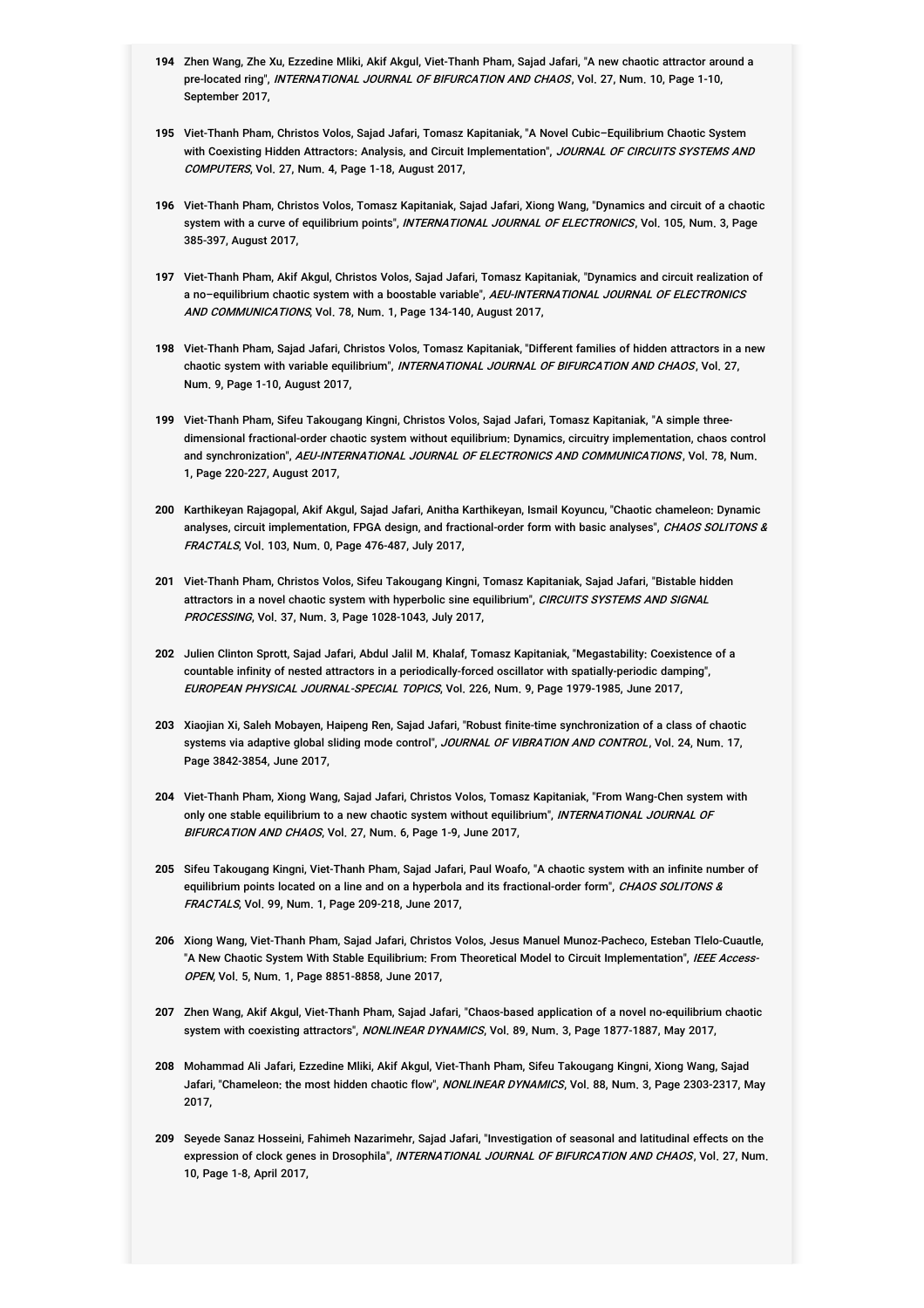**194** Zhen Wang, Zhe Xu, Ezzedine Mliki, Akif Akgul, Viet-Thanh Pham, Sajad Jafari, "A new chaotic attractor around a pre-located ring", *INTERNATIONAL JOURNAL OF BIFURCATION AND CHAOS*, Vol. 27, Num. 10, Page 1-10, September 2017,

**195** Viet-Thanh Pham, Christos Volos, Sajad Jafari, Tomasz Kapitaniak, "A Novel Cubic–Equilibrium Chaotic System with Coexisting Hidden Attractors: Analysis, and Circuit Implementation", *JOURNAL OF CIRCUITS SYSTEMS AND COMPUTERS*, Vol. 27, Num. 4, Page 1-18, August 2017,

**196** Viet-Thanh Pham, Christos Volos, Tomasz Kapitaniak, Sajad Jafari, Xiong Wang, "Dynamics and circuit of a chaotic system with a curve of equilibrium points", *INTERNATIONAL JOURNAL OF ELECTRONICS*, Vol. 105, Num. 3, Page 385-397, August 2017,

**197** Viet-Thanh Pham, Akif Akgul, Christos Volos, Sajad Jafari, Tomasz Kapitaniak, "Dynamics and circuit realization of a no–equilibrium chaotic system with a boostable variable", *AEU-INTERNATIONAL JOURNAL OF ELECTRONICS AND COMMUNICATIONS*, Vol. 78, Num. 1, Page 134-140, August 2017,

**198** Viet-Thanh Pham, Sajad Jafari, Christos Volos, Tomasz Kapitaniak, "Different families of hidden attractors in a new chaotic system with variable equilibrium", *INTERNATIONAL JOURNAL OF BIFURCATION AND CHAOS*, Vol. 27, Num. 9, Page 1-10, August 2017,

**199** Viet-Thanh Pham, Sifeu Takougang Kingni, Christos Volos, Sajad Jafari, Tomasz Kapitaniak, "A simple three-dimensional fractional-order chaotic system without equilibrium: Dynamics, circuitry implementation, chaos control and synchronization", *AEU-INTERNATIONAL JOURNAL OF ELECTRONICS AND COMMUNICATIONS*, Vol. 78, Num. 1, Page 220-227, August 2017,

**200** Karthikeyan Rajagopal, Akif Akgul, Sajad Jafari, Anitha Karthikeyan, Ismail Koyuncu, "Chaotic chameleon: Dynamic analyses, circuit implementation, FPGA design, and fractional-order form with basic analyses", *CHAOS SOLITONS & FRACTALS*, Vol. 103, Num. 0, Page 476-487, July 2017,

**201** Viet-Thanh Pham, Christos Volos, Sifeu Takougang Kingni, Tomasz Kapitaniak, Sajad Jafari, "Bistable hidden attractors in a novel chaotic system with hyperbolic sine equilibrium", *CIRCUITS SYSTEMS AND SIGNAL PROCESSING*, Vol. 37, Num. 3, Page 1028-1043, July 2017,

**202** Julien Clinton Sprott, Sajad Jafari, Abdul Jalil M. Khalaf, Tomasz Kapitaniak, "Megastability: Coexistence of a countable infinity of nested attractors in a periodically-forced oscillator with spatially-periodic damping", *EUROPEAN PHYSICAL JOURNAL-SPECIAL TOPICS*, Vol. 226, Num. 9, Page 1979-1985, June 2017,

**203** Xiaojian Xi, Saleh Mobayen, Haipeng Ren, Sajad Jafari, "Robust finite-time synchronization of a class of chaotic systems via adaptive global sliding mode control", *JOURNAL OF VIBRATION AND CONTROL*, Vol. 24, Num. 17, Page 3842-3854, June 2017,

**204** Viet-Thanh Pham, Xiong Wang, Sajad Jafari, Christos Volos, Tomasz Kapitaniak, "From Wang-Chen system with only one stable equilibrium to a new chaotic system without equilibrium", *INTERNATIONAL JOURNAL OF BIFURCATION AND CHAOS*, Vol. 27, Num. 6, Page 1-9, June 2017,

**205** Sifeu Takougang Kingni, Viet-Thanh Pham, Sajad Jafari, Paul Woafo, "A chaotic system with an infinite number of equilibrium points located on a line and on a hyperbola and its fractional-order form", *CHAOS SOLITONS & FRACTALS*, Vol. 99, Num. 1, Page 209-218, June 2017,

**206** Xiong Wang, Viet-Thanh Pham, Sajad Jafari, Christos Volos, Jesus Manuel Munoz-Pacheco, Esteban Tlelo-Cuautle, "A New Chaotic System With Stable Equilibrium: From Theoretical Model to Circuit Implementation", *IEEE Access-OPEN*, Vol. 5, Num. 1, Page 8851-8858, June 2017,

**207** Zhen Wang, Akif Akgul, Viet-Thanh Pham, Sajad Jafari, "Chaos-based application of a novel no-equilibrium chaotic system with coexisting attractors", *NONLINEAR DYNAMICS*, Vol. 89, Num. 3, Page 1877-1887, May 2017,

**208** Mohammad Ali Jafari, Ezzedine Mliki, Akif Akgul, Viet-Thanh Pham, Sifeu Takougang Kingni, Xiong Wang, Sajad Jafari, "Chameleon: the most hidden chaotic flow", *NONLINEAR DYNAMICS*, Vol. 88, Num. 3, Page 2303-2317, May 2017,

**209** Seyede Sanaz Hosseini, Fahimeh Nazarimehr, Sajad Jafari, "Investigation of seasonal and latitudinal effects on the expression of clock genes in Drosophila", *INTERNATIONAL JOURNAL OF BIFURCATION AND CHAOS*, Vol. 27, Num. 10, Page 1-8, April 2017,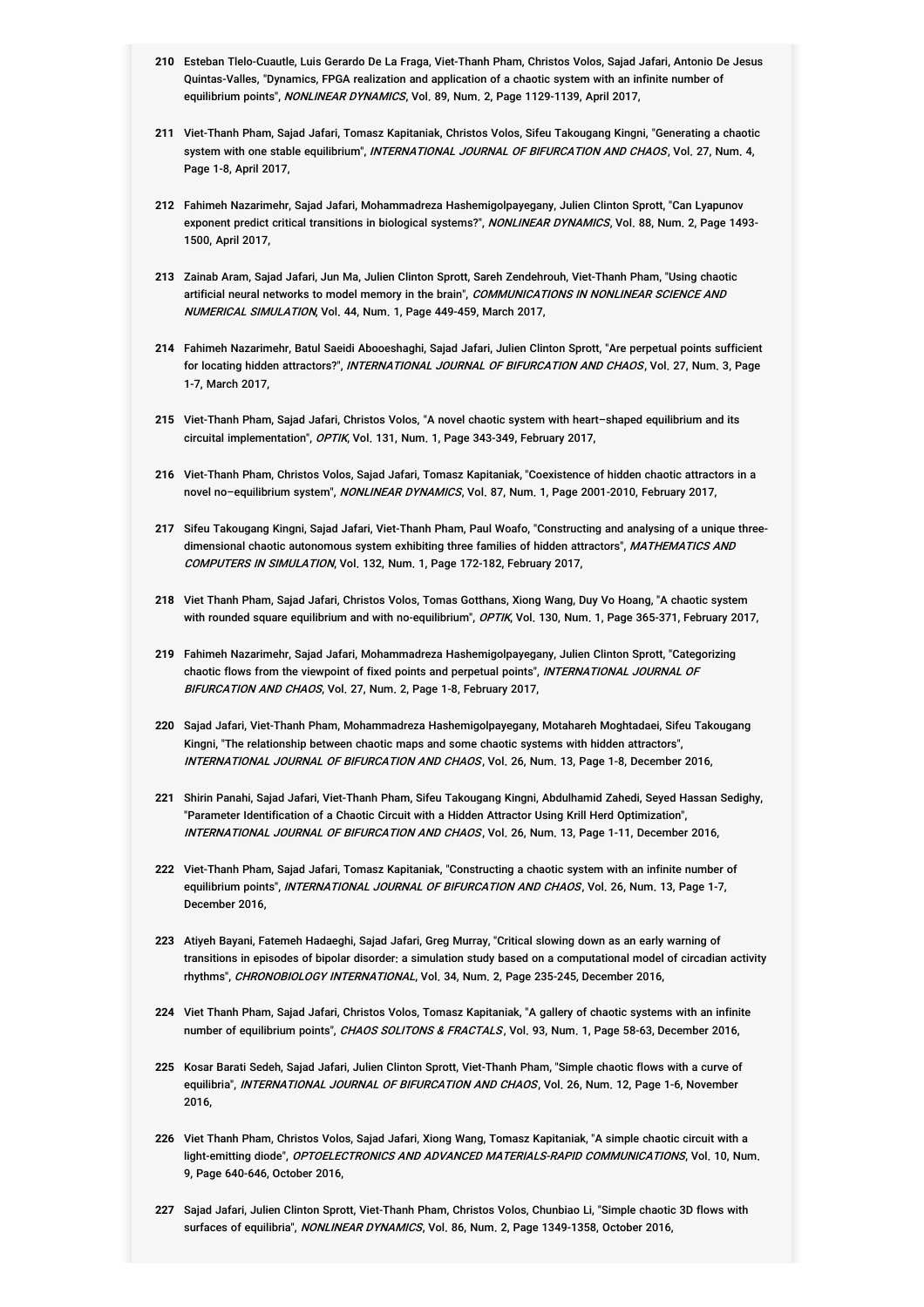**210** Esteban Tlelo-Cuautle, Luis Gerardo De La Fraga, Viet-Thanh Pham, Christos Volos, Sajad Jafari, Antonio De Jesus Quintas-Valles, "Dynamics, FPGA realization and application of a chaotic system with an infinite number of equilibrium points", *NONLINEAR DYNAMICS*, Vol. 89, Num. 2, Page 1129-1139, April 2017,

**211** Viet-Thanh Pham, Sajad Jafari, Tomasz Kapitaniak, Christos Volos, Sifeu Takougang Kingni, "Generating a chaotic system with one stable equilibrium", *INTERNATIONAL JOURNAL OF BIFURCATION AND CHAOS*, Vol. 27, Num. 4, Page 1-8, April 2017,

**212** Fahimeh Nazarimehr, Sajad Jafari, Mohammadreza Hashemigolpayegany, Julien Clinton Sprott, "Can Lyapunov exponent predict critical transitions in biological systems?", *NONLINEAR DYNAMICS*, Vol. 88, Num. 2, Page 1493-1500, April 2017,

**213** Zainab Aram, Sajad Jafari, Jun Ma, Julien Clinton Sprott, Sareh Zendehrouh, Viet-Thanh Pham, "Using chaotic artificial neural networks to model memory in the brain", *COMMUNICATIONS IN NONLINEAR SCIENCE AND NUMERICAL SIMULATION*, Vol. 44, Num. 1, Page 449-459, March 2017,

**214** Fahimeh Nazarimehr, Batul Saeidi Abooeshaghi, Sajad Jafari, Julien Clinton Sprott, "Are perpetual points sufficient for locating hidden attractors?", *INTERNATIONAL JOURNAL OF BIFURCATION AND CHAOS*, Vol. 27, Num. 3, Page 1-7, March 2017,

**215** Viet-Thanh Pham, Sajad Jafari, Christos Volos, "A novel chaotic system with heart–shaped equilibrium and its circuital implementation", *OPTIK*, Vol. 131, Num. 1, Page 343-349, February 2017,

**216** Viet-Thanh Pham, Christos Volos, Sajad Jafari, Tomasz Kapitaniak, "Coexistence of hidden chaotic attractors in a novel no–equilibrium system", *NONLINEAR DYNAMICS*, Vol. 87, Num. 1, Page 2001-2010, February 2017,

**217** Sifeu Takougang Kingni, Sajad Jafari, Viet-Thanh Pham, Paul Woafo, "Constructing and analysing of a unique three-dimensional chaotic autonomous system exhibiting three families of hidden attractors", *MATHEMATICS AND COMPUTERS IN SIMULATION*, Vol. 132, Num. 1, Page 172-182, February 2017,

**218** Viet Thanh Pham, Sajad Jafari, Christos Volos, Tomas Gotthans, Xiong Wang, Duy Vo Hoang, "A chaotic system with rounded square equilibrium and with no-equilibrium", *OPTIK*, Vol. 130, Num. 1, Page 365-371, February 2017,

**219** Fahimeh Nazarimehr, Sajad Jafari, Mohammadreza Hashemigolpayegany, Julien Clinton Sprott, "Categorizing chaotic flows from the viewpoint of fixed points and perpetual points", *INTERNATIONAL JOURNAL OF BIFURCATION AND CHAOS*, Vol. 27, Num. 2, Page 1-8, February 2017,

**220** Sajad Jafari, Viet-Thanh Pham, Mohammadreza Hashemigolpayegany, Motahareh Moghtadaei, Sifeu Takougang Kingni, "The relationship between chaotic maps and some chaotic systems with hidden attractors", *INTERNATIONAL JOURNAL OF BIFURCATION AND CHAOS*, Vol. 26, Num. 13, Page 1-8, December 2016,

**221** Shirin Panahi, Sajad Jafari, Viet-Thanh Pham, Sifeu Takougang Kingni, Abdulhamid Zahedi, Seyed Hassan Sedighy, "Parameter Identification of a Chaotic Circuit with a Hidden Attractor Using Krill Herd Optimization", *INTERNATIONAL JOURNAL OF BIFURCATION AND CHAOS*, Vol. 26, Num. 13, Page 1-11, December 2016,

**222** Viet-Thanh Pham, Sajad Jafari, Tomasz Kapitaniak, "Constructing a chaotic system with an infinite number of equilibrium points", *INTERNATIONAL JOURNAL OF BIFURCATION AND CHAOS*, Vol. 26, Num. 13, Page 1-7, December 2016,

**223** Atiyeh Bayani, Fatemeh Hadaeghi, Sajad Jafari, Greg Murray, "Critical slowing down as an early warning of transitions in episodes of bipolar disorder: a simulation study based on a computational model of circadian activity rhythms", *CHRONOBIOLOGY INTERNATIONAL*, Vol. 34, Num. 2, Page 235-245, December 2016,

**224** Viet Thanh Pham, Sajad Jafari, Christos Volos, Tomasz Kapitaniak, "A gallery of chaotic systems with an infinite number of equilibrium points", *CHAOS SOLITONS & FRACTALS*, Vol. 93, Num. 1, Page 58-63, December 2016,

**225** Kosar Barati Sedeh, Sajad Jafari, Julien Clinton Sprott, Viet-Thanh Pham, "Simple chaotic flows with a curve of equilibria", *INTERNATIONAL JOURNAL OF BIFURCATION AND CHAOS*, Vol. 26, Num. 12, Page 1-6, November 2016,

**226** Viet Thanh Pham, Christos Volos, Sajad Jafari, Xiong Wang, Tomasz Kapitaniak, "A simple chaotic circuit with a light-emitting diode", *OPTOELECTRONICS AND ADVANCED MATERIALS-RAPID COMMUNICATIONS*, Vol. 10, Num. 9, Page 640-646, October 2016,

**227** Sajad Jafari, Julien Clinton Sprott, Viet-Thanh Pham, Christos Volos, Chunbiao Li, "Simple chaotic 3D flows with surfaces of equilibria", *NONLINEAR DYNAMICS*, Vol. 86, Num. 2, Page 1349-1358, October 2016,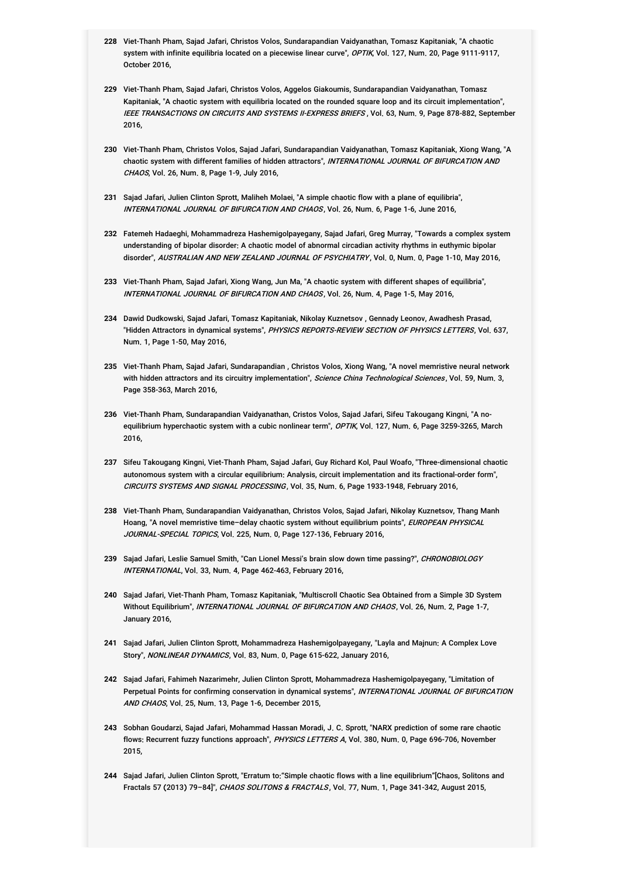228 Viet-Thanh Pham, Sajad Jafari, Christos Volos, Sundarapandian Vaidyanathan, Tomasz Kapitaniak, "A chaotic system with infinite equilibria located on a piecewise linear curve", *OPTIK*, Vol. 127, Num. 20, Page 9111-9117, October 2016,

229 Viet-Thanh Pham, Sajad Jafari, Christos Volos, Aggelos Giakoumis, Sundarapandian Vaidyanathan, Tomasz Kapitaniak, "A chaotic system with equilibria located on the rounded square loop and its circuit implementation", *IEEE TRANSACTIONS ON CIRCUITS AND SYSTEMS II-EXPRESS BRIEFS* , Vol. 63, Num. 9, Page 878-882, September 2016,

230 Viet-Thanh Pham, Christos Volos, Sajad Jafari, Sundarapandian Vaidyanathan, Tomasz Kapitaniak, Xiong Wang, "A chaotic system with different families of hidden attractors", *INTERNATIONAL JOURNAL OF BIFURCATION AND CHAOS*, Vol. 26, Num. 8, Page 1-9, July 2016,

231 Sajad Jafari, Julien Clinton Sprott, Maliheh Molaei, "A simple chaotic flow with a plane of equilibria", *INTERNATIONAL JOURNAL OF BIFURCATION AND CHAOS*, Vol. 26, Num. 6, Page 1-6, June 2016,

232 Fatemeh Hadaeghi, Mohammadreza Hashemigolpayegany, Sajad Jafari, Greg Murray, "Towards a complex system understanding of bipolar disorder: A chaotic model of abnormal circadian activity rhythms in euthymic bipolar disorder", *AUSTRALIAN AND NEW ZEALAND JOURNAL OF PSYCHIATRY*, Vol. 0, Num. 0, Page 1-10, May 2016,

233 Viet-Thanh Pham, Sajad Jafari, Xiong Wang, Jun Ma, "A chaotic system with different shapes of equilibria", *INTERNATIONAL JOURNAL OF BIFURCATION AND CHAOS*, Vol. 26, Num. 4, Page 1-5, May 2016,

234 Dawid Dudkowski, Sajad Jafari, Tomasz Kapitaniak, Nikolay Kuznetsov , Gennady Leonov, Awadhesh Prasad, "Hidden Attractors in dynamical systems", *PHYSICS REPORTS-REVIEW SECTION OF PHYSICS LETTERS*, Vol. 637, Num. 1, Page 1-50, May 2016,

235 Viet-Thanh Pham, Sajad Jafari, Sundarapandian , Christos Volos, Xiong Wang, "A novel memristive neural network with hidden attractors and its circuitry implementation", *Science China Technological Sciences*, Vol. 59, Num. 3, Page 358-363, March 2016,

236 Viet-Thanh Pham, Sundarapandian Vaidyanathan, Cristos Volos, Sajad Jafari, Sifeu Takougang Kingni, "A no-equilibrium hyperchaotic system with a cubic nonlinear term", *OPTIK*, Vol. 127, Num. 6, Page 3259-3265, March 2016,

237 Sifeu Takougang Kingni, Viet-Thanh Pham, Sajad Jafari, Guy Richard Kol, Paul Woafo, "Three-dimensional chaotic autonomous system with a circular equilibrium: Analysis, circuit implementation and its fractional-order form", *CIRCUITS SYSTEMS AND SIGNAL PROCESSING*, Vol. 35, Num. 6, Page 1933-1948, February 2016,

238 Viet-Thanh Pham, Sundarapandian Vaidyanathan, Christos Volos, Sajad Jafari, Nikolay Kuznetsov, Thang Manh Hoang, "A novel memristive time–delay chaotic system without equilibrium points", *EUROPEAN PHYSICAL JOURNAL-SPECIAL TOPICS*, Vol. 225, Num. 0, Page 127-136, February 2016,

239 Sajad Jafari, Leslie Samuel Smith, "Can Lionel Messi's brain slow down time passing?", *CHRONOBIOLOGY INTERNATIONAL*, Vol. 33, Num. 4, Page 462-463, February 2016,

240 Sajad Jafari, Viet-Thanh Pham, Tomasz Kapitaniak, "Multiscroll Chaotic Sea Obtained from a Simple 3D System Without Equilibrium", *INTERNATIONAL JOURNAL OF BIFURCATION AND CHAOS*, Vol. 26, Num. 2, Page 1-7, January 2016,

241 Sajad Jafari, Julien Clinton Sprott, Mohammadreza Hashemigolpayegany, "Layla and Majnun: A Complex Love Story", *NONLINEAR DYNAMICS*, Vol. 83, Num. 0, Page 615-622, January 2016,

242 Sajad Jafari, Fahimeh Nazarimehr, Julien Clinton Sprott, Mohammadreza Hashemigolpayegany, "Limitation of Perpetual Points for confirming conservation in dynamical systems", *INTERNATIONAL JOURNAL OF BIFURCATION AND CHAOS*, Vol. 25, Num. 13, Page 1-6, December 2015,

243 Sobhan Goudarzi, Sajad Jafari, Mohammad Hassan Moradi, J. C. Sprott, "NARX prediction of some rare chaotic flows: Recurrent fuzzy functions approach", *PHYSICS LETTERS A*, Vol. 380, Num. 0, Page 696-706, November 2015,

244 Sajad Jafari, Julien Clinton Sprott, "Erratum to:"Simple chaotic flows with a line equilibrium"[Chaos, Solitons and Fractals 57 (2013) 79–84]", *CHAOS SOLITONS & FRACTALS*, Vol. 77, Num. 1, Page 341-342, August 2015,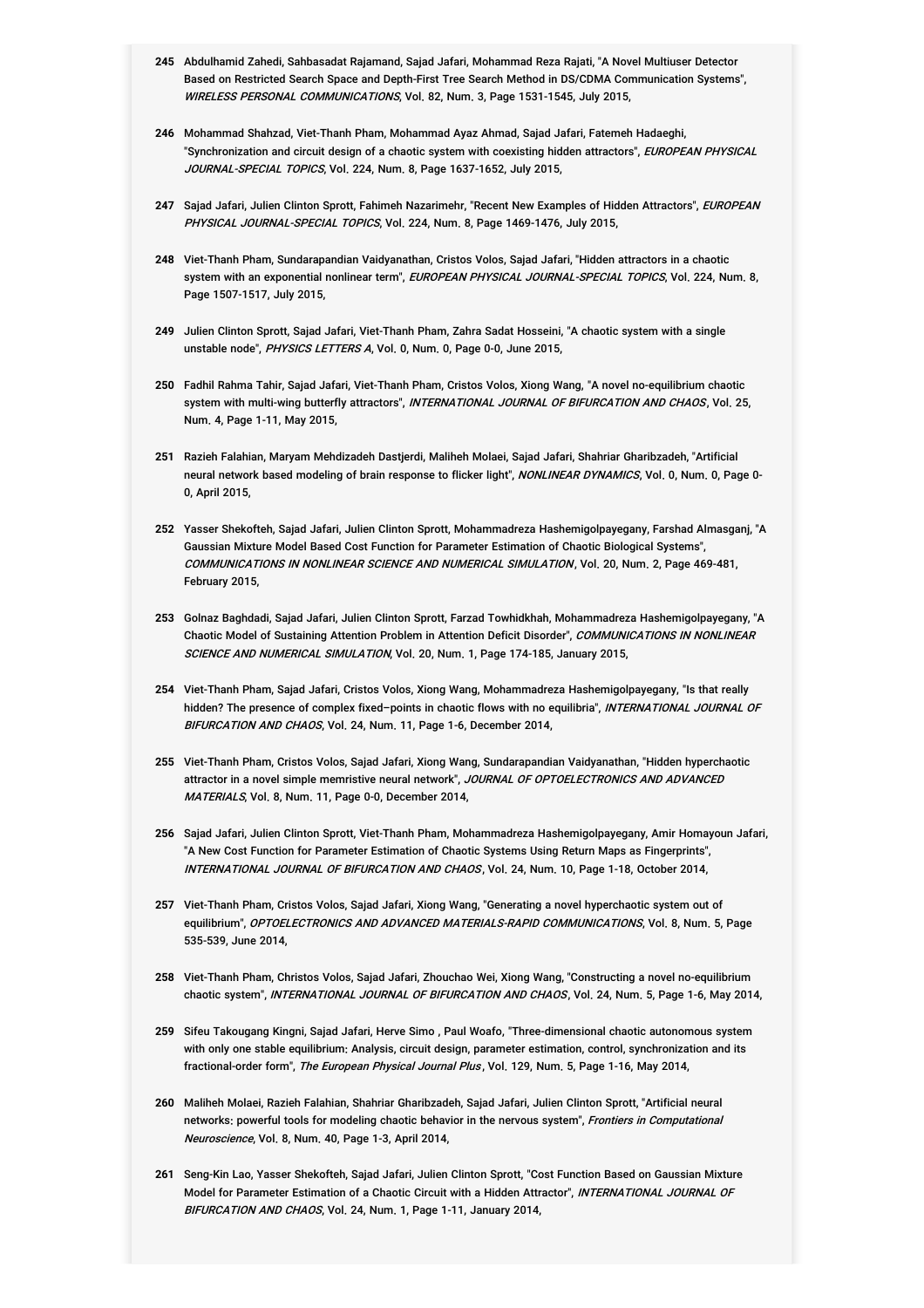245 Abdulhamid Zahedi, Sahbasadat Rajamand, Sajad Jafari, Mohammad Reza Rajati, "A Novel Multiuser Detector Based on Restricted Search Space and Depth-First Tree Search Method in DS/CDMA Communication Systems", *WIRELESS PERSONAL COMMUNICATIONS*, Vol. 82, Num. 3, Page 1531-1545, July 2015,

246 Mohammad Shahzad, Viet-Thanh Pham, Mohammad Ayaz Ahmad, Sajad Jafari, Fatemeh Hadaeghi, "Synchronization and circuit design of a chaotic system with coexisting hidden attractors", *EUROPEAN PHYSICAL JOURNAL-SPECIAL TOPICS*, Vol. 224, Num. 8, Page 1637-1652, July 2015,

247 Sajad Jafari, Julien Clinton Sprott, Fahimeh Nazarimehr, "Recent New Examples of Hidden Attractors", *EUROPEAN PHYSICAL JOURNAL-SPECIAL TOPICS*, Vol. 224, Num. 8, Page 1469-1476, July 2015,

248 Viet-Thanh Pham, Sundarapandian Vaidyanathan, Cristos Volos, Sajad Jafari, "Hidden attractors in a chaotic system with an exponential nonlinear term", *EUROPEAN PHYSICAL JOURNAL-SPECIAL TOPICS*, Vol. 224, Num. 8, Page 1507-1517, July 2015,

249 Julien Clinton Sprott, Sajad Jafari, Viet-Thanh Pham, Zahra Sadat Hosseini, "A chaotic system with a single unstable node", *PHYSICS LETTERS A*, Vol. 0, Num. 0, Page 0-0, June 2015,

250 Fadhil Rahma Tahir, Sajad Jafari, Viet-Thanh Pham, Cristos Volos, Xiong Wang, "A novel no-equilibrium chaotic system with multi-wing butterfly attractors", *INTERNATIONAL JOURNAL OF BIFURCATION AND CHAOS*, Vol. 25, Num. 4, Page 1-11, May 2015,

251 Razieh Falahian, Maryam Mehdizadeh Dastjerdi, Maliheh Molaei, Sajad Jafari, Shahriar Gharibzadeh, "Artificial neural network based modeling of brain response to flicker light", *NONLINEAR DYNAMICS*, Vol. 0, Num. 0, Page 0-0, April 2015,

252 Yasser Shekofteh, Sajad Jafari, Julien Clinton Sprott, Mohammadreza Hashemigolpayegany, Farshad Almasganj, "A Gaussian Mixture Model Based Cost Function for Parameter Estimation of Chaotic Biological Systems", *COMMUNICATIONS IN NONLINEAR SCIENCE AND NUMERICAL SIMULATION*, Vol. 20, Num. 2, Page 469-481, February 2015,

253 Golnaz Baghdadi, Sajad Jafari, Julien Clinton Sprott, Farzad Towhidkhah, Mohammadreza Hashemigolpayegany, "A Chaotic Model of Sustaining Attention Problem in Attention Deficit Disorder", *COMMUNICATIONS IN NONLINEAR SCIENCE AND NUMERICAL SIMULATION*, Vol. 20, Num. 1, Page 174-185, January 2015,

254 Viet-Thanh Pham, Sajad Jafari, Cristos Volos, Xiong Wang, Mohammadreza Hashemigolpayegany, "Is that really hidden? The presence of complex fixed–points in chaotic flows with no equilibria", *INTERNATIONAL JOURNAL OF BIFURCATION AND CHAOS*, Vol. 24, Num. 11, Page 1-6, December 2014,

255 Viet-Thanh Pham, Cristos Volos, Sajad Jafari, Xiong Wang, Sundarapandian Vaidyanathan, "Hidden hyperchaotic attractor in a novel simple memristive neural network", *JOURNAL OF OPTOELECTRONICS AND ADVANCED MATERIALS*, Vol. 8, Num. 11, Page 0-0, December 2014,

256 Sajad Jafari, Julien Clinton Sprott, Viet-Thanh Pham, Mohammadreza Hashemigolpayegany, Amir Homayoun Jafari, "A New Cost Function for Parameter Estimation of Chaotic Systems Using Return Maps as Fingerprints", *INTERNATIONAL JOURNAL OF BIFURCATION AND CHAOS*, Vol. 24, Num. 10, Page 1-18, October 2014,

257 Viet-Thanh Pham, Cristos Volos, Sajad Jafari, Xiong Wang, "Generating a novel hyperchaotic system out of equilibrium", *OPTOELECTRONICS AND ADVANCED MATERIALS-RAPID COMMUNICATIONS*, Vol. 8, Num. 5, Page 535-539, June 2014,

258 Viet-Thanh Pham, Christos Volos, Sajad Jafari, Zhouchao Wei, Xiong Wang, "Constructing a novel no-equilibrium chaotic system", *INTERNATIONAL JOURNAL OF BIFURCATION AND CHAOS*, Vol. 24, Num. 5, Page 1-6, May 2014,

259 Sifeu Takougang Kingni, Sajad Jafari, Herve Simo , Paul Woafo, "Three-dimensional chaotic autonomous system with only one stable equilibrium: Analysis, circuit design, parameter estimation, control, synchronization and its fractional-order form", *The European Physical Journal Plus*, Vol. 129, Num. 5, Page 1-16, May 2014,

260 Maliheh Molaei, Razieh Falahian, Shahriar Gharibzadeh, Sajad Jafari, Julien Clinton Sprott, "Artificial neural networks: powerful tools for modeling chaotic behavior in the nervous system", *Frontiers in Computational Neuroscience*, Vol. 8, Num. 40, Page 1-3, April 2014,

261 Seng-Kin Lao, Yasser Shekofteh, Sajad Jafari, Julien Clinton Sprott, "Cost Function Based on Gaussian Mixture Model for Parameter Estimation of a Chaotic Circuit with a Hidden Attractor", *INTERNATIONAL JOURNAL OF BIFURCATION AND CHAOS*, Vol. 24, Num. 1, Page 1-11, January 2014,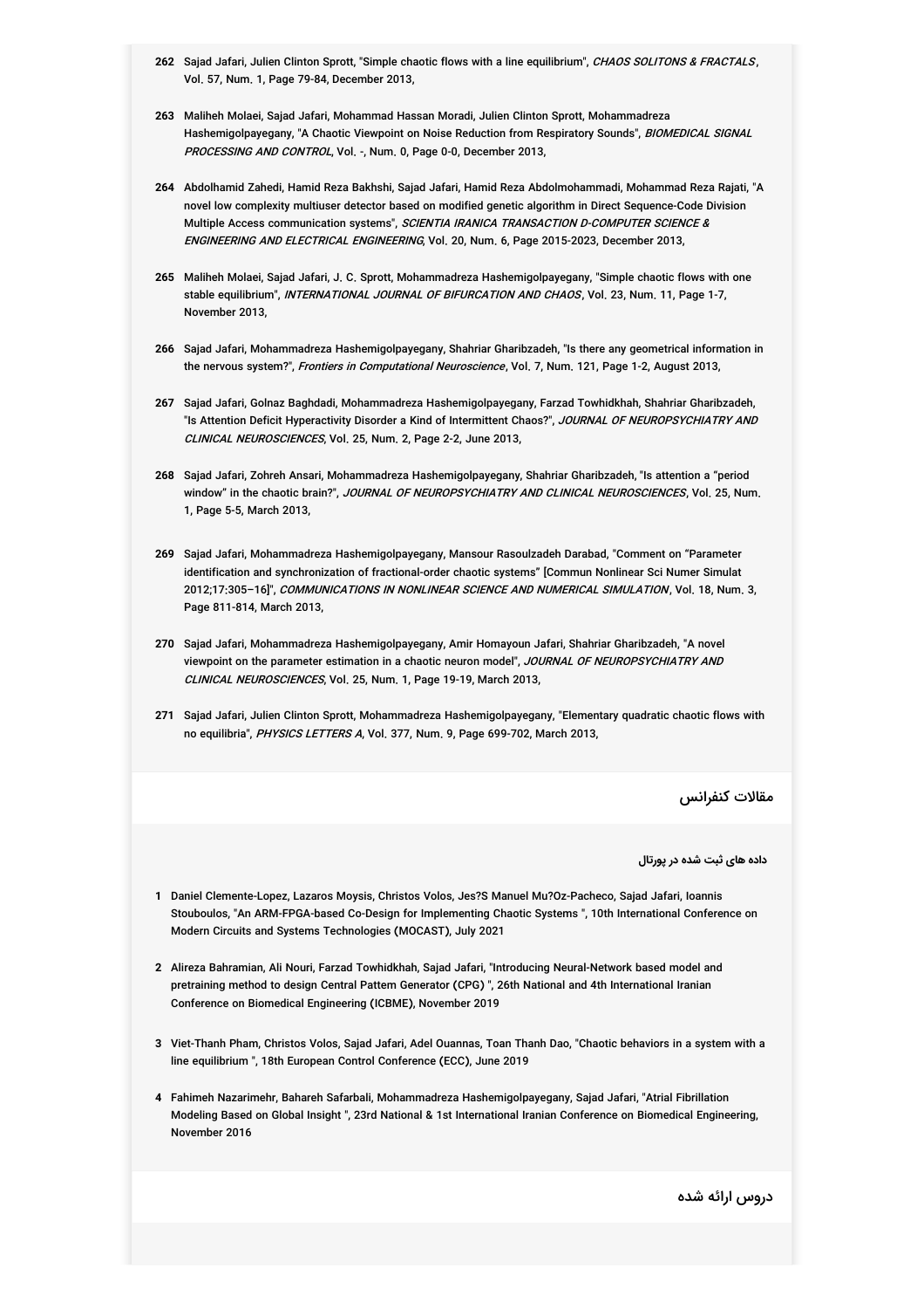262 Sajad Jafari, Julien Clinton Sprott, "Simple chaotic flows with a line equilibrium", *CHAOS SOLITONS & FRACTALS*, Vol. 57, Num. 1, Page 79-84, December 2013,

263 Maliheh Molaei, Sajad Jafari, Mohammad Hassan Moradi, Julien Clinton Sprott, Mohammadreza Hashemigolpayegany, "A Chaotic Viewpoint on Noise Reduction from Respiratory Sounds", *BIOMEDICAL SIGNAL PROCESSING AND CONTROL*, Vol. -, Num. 0, Page 0-0, December 2013,

264 Abdolhamid Zahedi, Hamid Reza Bakhshi, Sajad Jafari, Hamid Reza Abdolmohammadi, Mohammad Reza Rajati, "A novel low complexity multiuser detector based on modified genetic algorithm in Direct Sequence-Code Division Multiple Access communication systems", *SCIENTIA IRANICA TRANSACTION D-COMPUTER SCIENCE & ENGINEERING AND ELECTRICAL ENGINEERING*, Vol. 20, Num. 6, Page 2015-2023, December 2013,

265 Maliheh Molaei, Sajad Jafari, J. C. Sprott, Mohammadreza Hashemigolpayegany, "Simple chaotic flows with one stable equilibrium", *INTERNATIONAL JOURNAL OF BIFURCATION AND CHAOS*, Vol. 23, Num. 11, Page 1-7, November 2013,

266 Sajad Jafari, Mohammadreza Hashemigolpayegany, Shahriar Gharibzadeh, "Is there any geometrical information in the nervous system?", *Frontiers in Computational Neuroscience*, Vol. 7, Num. 121, Page 1-2, August 2013,

267 Sajad Jafari, Golnaz Baghdadi, Mohammadreza Hashemigolpayegany, Farzad Towhidkhah, Shahriar Gharibzadeh, "Is Attention Deficit Hyperactivity Disorder a Kind of Intermittent Chaos?", *JOURNAL OF NEUROPSYCHIATRY AND CLINICAL NEUROSCIENCES*, Vol. 25, Num. 2, Page 2-2, June 2013,

268 Sajad Jafari, Zohreh Ansari, Mohammadreza Hashemigolpayegany, Shahriar Gharibzadeh, "Is attention a "period window" in the chaotic brain?", *JOURNAL OF NEUROPSYCHIATRY AND CLINICAL NEUROSCIENCES*, Vol. 25, Num. 1, Page 5-5, March 2013,

269 Sajad Jafari, Mohammadreza Hashemigolpayegany, Mansour Rasoulzadeh Darabad, "Comment on "Parameter identification and synchronization of fractional-order chaotic systems" [Commun Nonlinear Sci Numer Simulat 2012;17:305–16]", *COMMUNICATIONS IN NONLINEAR SCIENCE AND NUMERICAL SIMULATION*, Vol. 18, Num. 3, Page 811-814, March 2013,

270 Sajad Jafari, Mohammadreza Hashemigolpayegany, Amir Homayoun Jafari, Shahriar Gharibzadeh, "A novel viewpoint on the parameter estimation in a chaotic neuron model", *JOURNAL OF NEUROPSYCHIATRY AND CLINICAL NEUROSCIENCES*, Vol. 25, Num. 1, Page 19-19, March 2013,

271 Sajad Jafari, Julien Clinton Sprott, Mohammadreza Hashemigolpayegany, "Elementary quadratic chaotic flows with no equilibria", *PHYSICS LETTERS A*, Vol. 377, Num. 9, Page 699-702, March 2013,

## مقالات کنفرانس

#### داده های ثبت شده در پورتال

1 Daniel Clemente-Lopez, Lazaros Moysis, Christos Volos, Jes?S Manuel Mu?Oz-Pacheco, Sajad Jafari, Ioannis Stouboulos, "An ARM-FPGA-based Co-Design for Implementing Chaotic Systems ", 10th International Conference on Modern Circuits and Systems Technologies (MOCAST), July 2021

2 Alireza Bahramian, Ali Nouri, Farzad Towhidkhah, Sajad Jafari, "Introducing Neural-Network based model and pretraining method to design Central Pattern Generator (CPG) ", 26th National and 4th International Iranian Conference on Biomedical Engineering (ICBME), November 2019

3 Viet-Thanh Pham, Christos Volos, Sajad Jafari, Adel Ouannas, Toan Thanh Dao, "Chaotic behaviors in a system with a line equilibrium ", 18th European Control Conference (ECC), June 2019

4 Fahimeh Nazarimehr, Bahareh Safarbali, Mohammadreza Hashemigolpayegany, Sajad Jafari, "Atrial Fibrillation Modeling Based on Global Insight ", 23rd National & 1st International Iranian Conference on Biomedical Engineering, November 2016

## دروس ارائه شده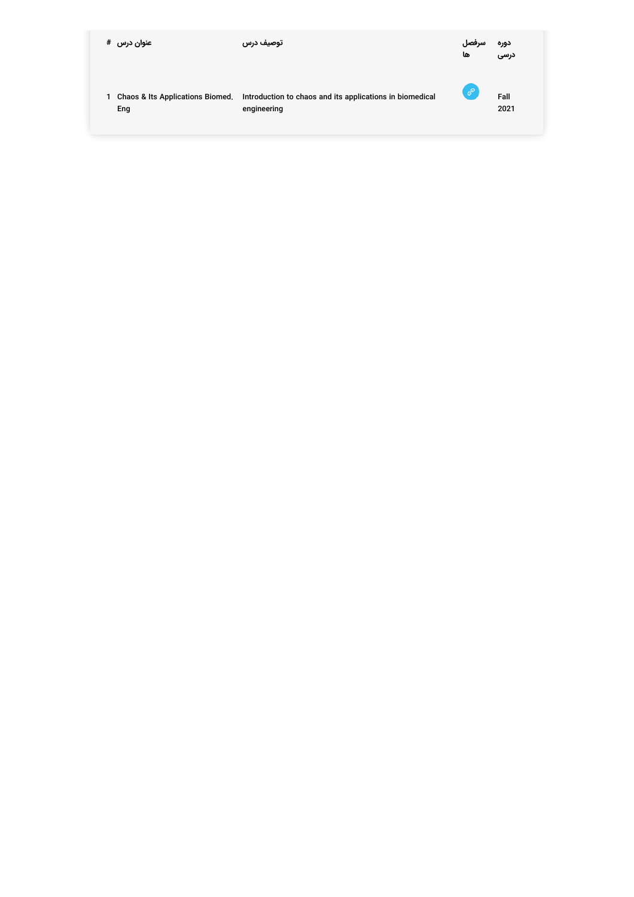| # | عنوان درس | توصیف درس | سرفصل ها | دوره درسی |
|---|---|---|---|---|
| 1 | Chaos & Its Applications Biomed. Eng | Introduction to chaos and its applications in biomedical engineering | | Fall 2021 |